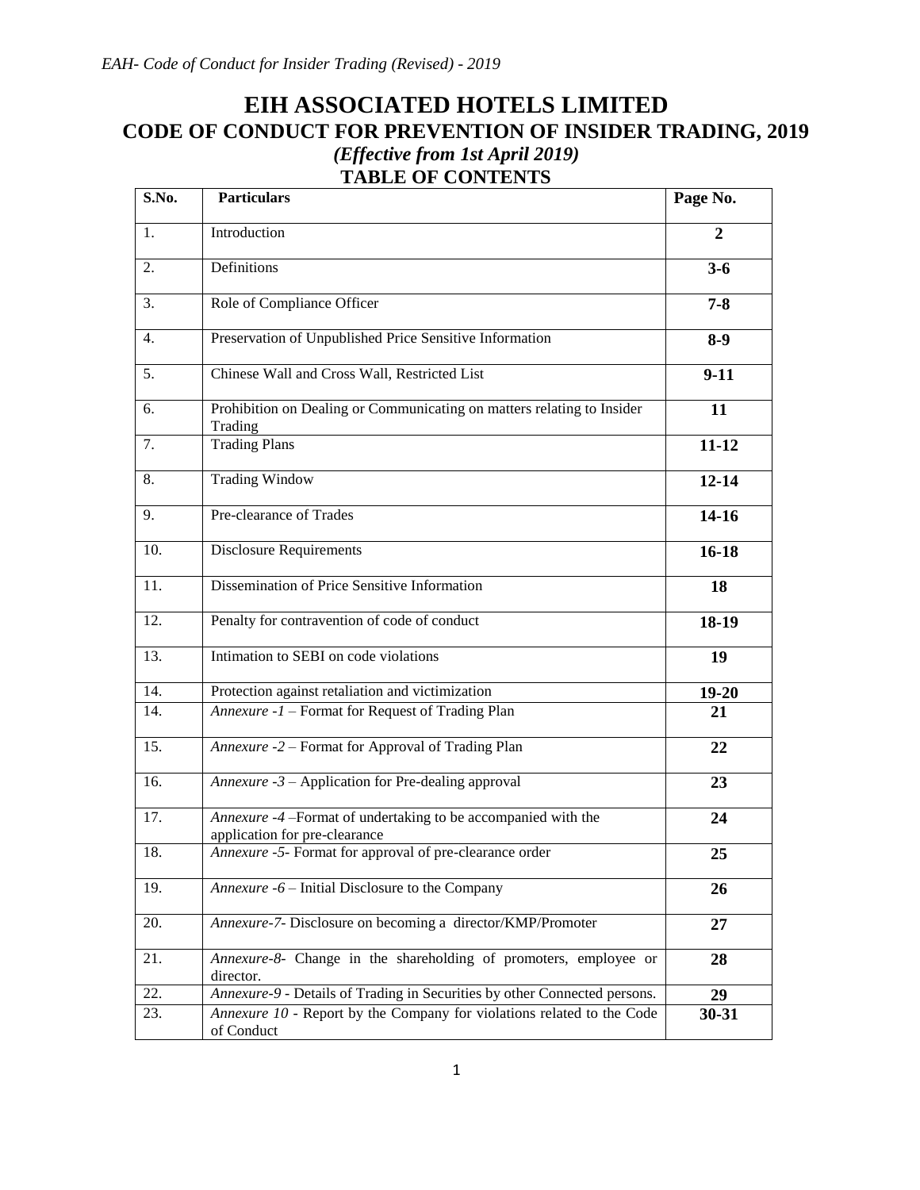# EIH ASSOCIATED HOTELS LIMITED

## CODE OF CONDUCT FOR PREVENTION OF INSIDER TRADING, 2019

***(Effective from 1st April 2019)***

### TABLE OF CONTENTS

| S.No. | Particulars | Page No. |
|---|---|---|
| 1. | Introduction | **2** |
| 2. | Definitions | **3-6** |
| 3. | Role of Compliance Officer | **7-8** |
| 4. | Preservation of Unpublished Price Sensitive Information | **8-9** |
| 5. | Chinese Wall and Cross Wall, Restricted List | **9-11** |
| 6. | Prohibition on Dealing or Communicating on matters relating to Insider Trading | **11** |
| 7. | Trading Plans | **11-12** |
| 8. | Trading Window | **12-14** |
| 9. | Pre-clearance of Trades | **14-16** |
| 10. | Disclosure Requirements | **16-18** |
| 11. | Dissemination of Price Sensitive Information | **18** |
| 12. | Penalty for contravention of code of conduct | **18-19** |
| 13. | Intimation to SEBI on code violations | **19** |
| 14. | Protection against retaliation and victimization | **19-20** |
| 14. | *Annexure -1* – Format for Request of Trading Plan | **21** |
| 15. | *Annexure -2* – Format for Approval of Trading Plan | **22** |
| 16. | *Annexure -3* – Application for Pre-dealing approval | **23** |
| 17. | *Annexure -4* –Format of undertaking to be accompanied with the application for pre-clearance | **24** |
| 18. | *Annexure -5-* Format for approval of pre-clearance order | **25** |
| 19. | *Annexure -6* – Initial Disclosure to the Company | **26** |
| 20. | *Annexure-7-* Disclosure on becoming a director/KMP/Promoter | **27** |
| 21. | *Annexure-8-* Change in the shareholding of promoters, employee or director. | **28** |
| 22. | *Annexure-9* - Details of Trading in Securities by other Connected persons. | **29** |
| 23. | *Annexure 10* - Report by the Company for violations related to the Code of Conduct | **30-31** |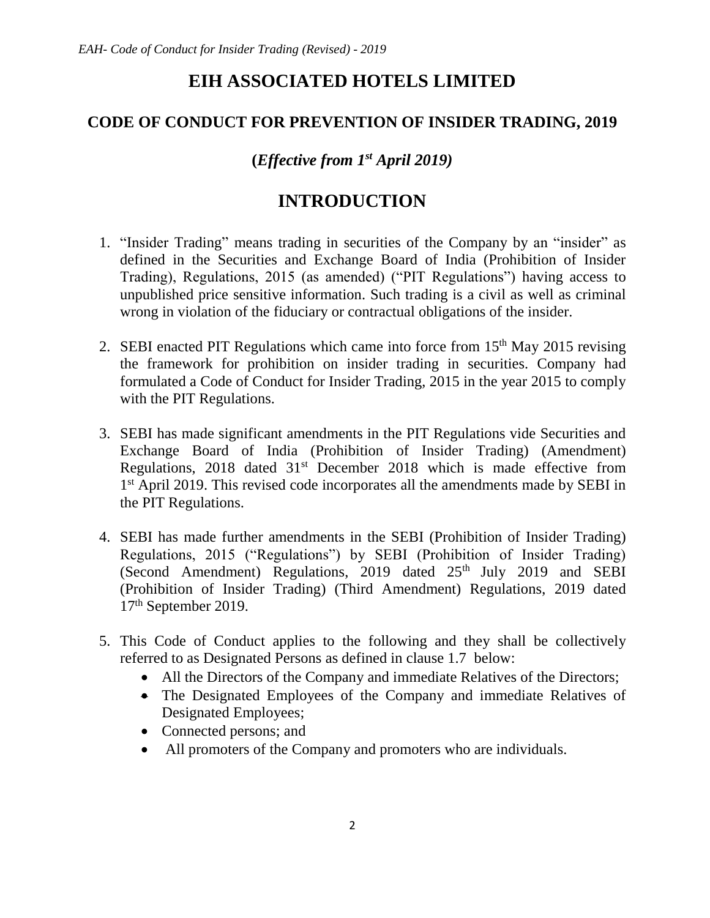# EIH ASSOCIATED HOTELS LIMITED

## CODE OF CONDUCT FOR PREVENTION OF INSIDER TRADING, 2019

### (*Effective from 1st April 2019)*

## INTRODUCTION

1. "Insider Trading" means trading in securities of the Company by an "insider" as defined in the Securities and Exchange Board of India (Prohibition of Insider Trading), Regulations, 2015 (as amended) ("PIT Regulations") having access to unpublished price sensitive information. Such trading is a civil as well as criminal wrong in violation of the fiduciary or contractual obligations of the insider.

2. SEBI enacted PIT Regulations which came into force from 15th May 2015 revising the framework for prohibition on insider trading in securities. Company had formulated a Code of Conduct for Insider Trading, 2015 in the year 2015 to comply with the PIT Regulations.

3. SEBI has made significant amendments in the PIT Regulations vide Securities and Exchange Board of India (Prohibition of Insider Trading) (Amendment) Regulations, 2018 dated 31st December 2018 which is made effective from 1st April 2019. This revised code incorporates all the amendments made by SEBI in the PIT Regulations.

4. SEBI has made further amendments in the SEBI (Prohibition of Insider Trading) Regulations, 2015 ("Regulations") by SEBI (Prohibition of Insider Trading) (Second Amendment) Regulations, 2019 dated 25th July 2019 and SEBI (Prohibition of Insider Trading) (Third Amendment) Regulations, 2019 dated 17th September 2019.

5. This Code of Conduct applies to the following and they shall be collectively referred to as Designated Persons as defined in clause 1.7 below:
   - All the Directors of the Company and immediate Relatives of the Directors;
   - The Designated Employees of the Company and immediate Relatives of Designated Employees;
   - Connected persons; and
   - All promoters of the Company and promoters who are individuals.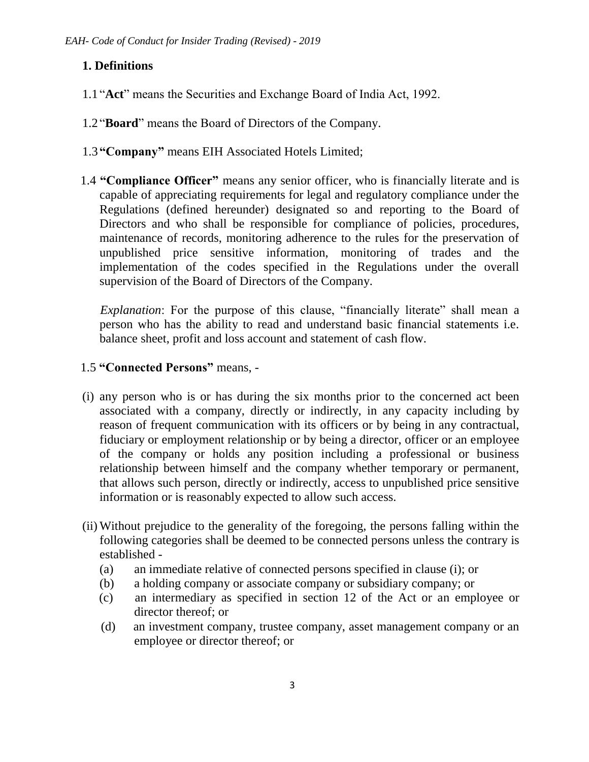## 1. Definitions

1.1 "**Act**" means the Securities and Exchange Board of India Act, 1992.

1.2 "**Board**" means the Board of Directors of the Company.

1.3 **"Company"** means EIH Associated Hotels Limited;

1.4 **"Compliance Officer"** means any senior officer, who is financially literate and is capable of appreciating requirements for legal and regulatory compliance under the Regulations (defined hereunder) designated so and reporting to the Board of Directors and who shall be responsible for compliance of policies, procedures, maintenance of records, monitoring adherence to the rules for the preservation of unpublished price sensitive information, monitoring of trades and the implementation of the codes specified in the Regulations under the overall supervision of the Board of Directors of the Company.

*Explanation*: For the purpose of this clause, "financially literate" shall mean a person who has the ability to read and understand basic financial statements i.e. balance sheet, profit and loss account and statement of cash flow.

1.5 **"Connected Persons"** means, -

(i) any person who is or has during the six months prior to the concerned act been associated with a company, directly or indirectly, in any capacity including by reason of frequent communication with its officers or by being in any contractual, fiduciary or employment relationship or by being a director, officer or an employee of the company or holds any position including a professional or business relationship between himself and the company whether temporary or permanent, that allows such person, directly or indirectly, access to unpublished price sensitive information or is reasonably expected to allow such access.

(ii) Without prejudice to the generality of the foregoing, the persons falling within the following categories shall be deemed to be connected persons unless the contrary is established -

- (a) an immediate relative of connected persons specified in clause (i); or
- (b) a holding company or associate company or subsidiary company; or
- (c) an intermediary as specified in section 12 of the Act or an employee or director thereof; or
- (d) an investment company, trustee company, asset management company or an employee or director thereof; or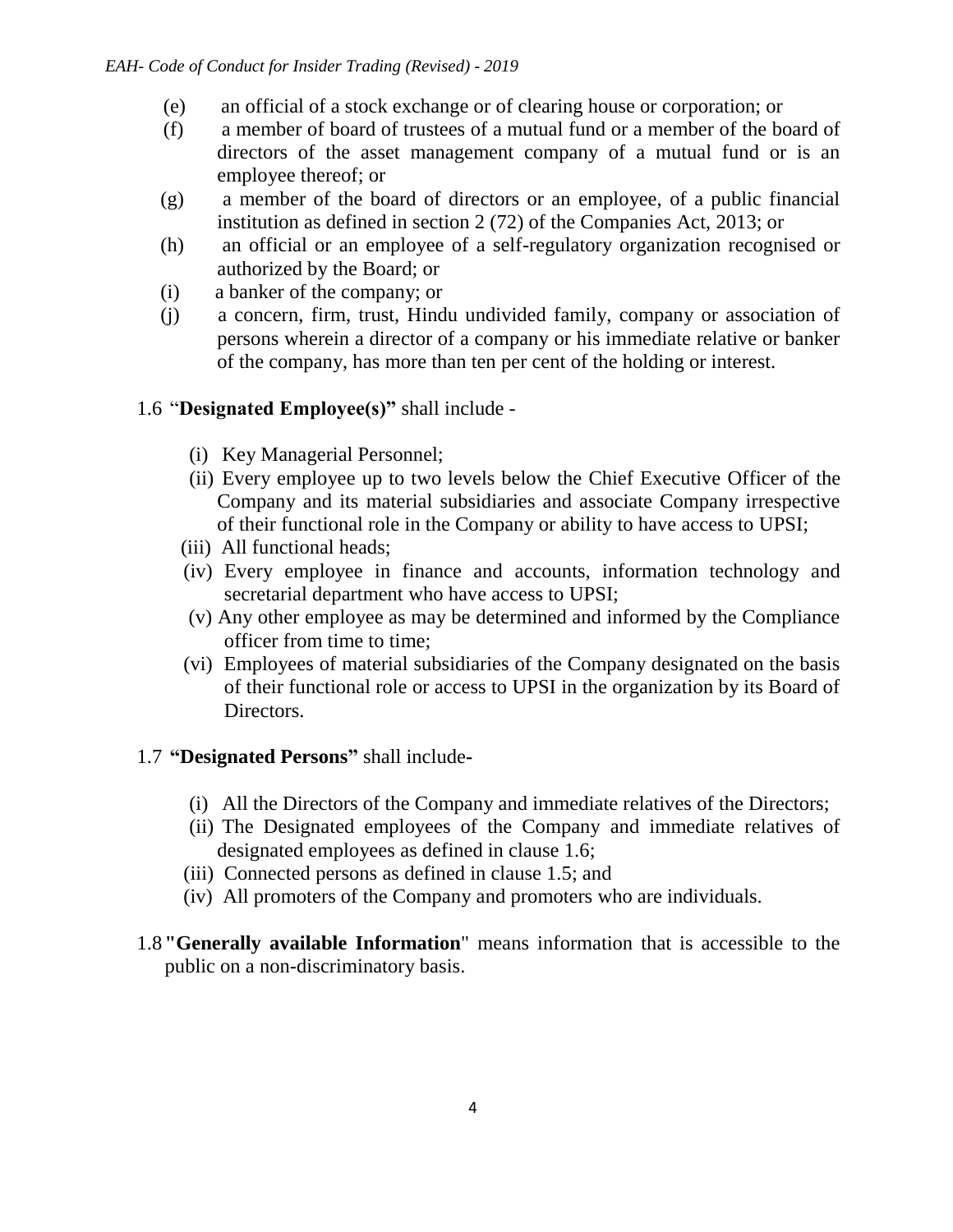(e) an official of a stock exchange or of clearing house or corporation; or

(f) a member of board of trustees of a mutual fund or a member of the board of directors of the asset management company of a mutual fund or is an employee thereof; or

(g) a member of the board of directors or an employee, of a public financial institution as defined in section 2 (72) of the Companies Act, 2013; or

(h) an official or an employee of a self-regulatory organization recognised or authorized by the Board; or

(i) a banker of the company; or

(j) a concern, firm, trust, Hindu undivided family, company or association of persons wherein a director of a company or his immediate relative or banker of the company, has more than ten per cent of the holding or interest.

1.6 "**Designated Employee(s)"** shall include -

(i) Key Managerial Personnel;

(ii) Every employee up to two levels below the Chief Executive Officer of the Company and its material subsidiaries and associate Company irrespective of their functional role in the Company or ability to have access to UPSI;

(iii) All functional heads;

(iv) Every employee in finance and accounts, information technology and secretarial department who have access to UPSI;

(v) Any other employee as may be determined and informed by the Compliance officer from time to time;

(vi) Employees of material subsidiaries of the Company designated on the basis of their functional role or access to UPSI in the organization by its Board of Directors.

1.7 **"Designated Persons"** shall include-

(i) All the Directors of the Company and immediate relatives of the Directors;

(ii) The Designated employees of the Company and immediate relatives of designated employees as defined in clause 1.6;

(iii) Connected persons as defined in clause 1.5; and

(iv) All promoters of the Company and promoters who are individuals.

1.8 **"Generally available Information**" means information that is accessible to the public on a non-discriminatory basis.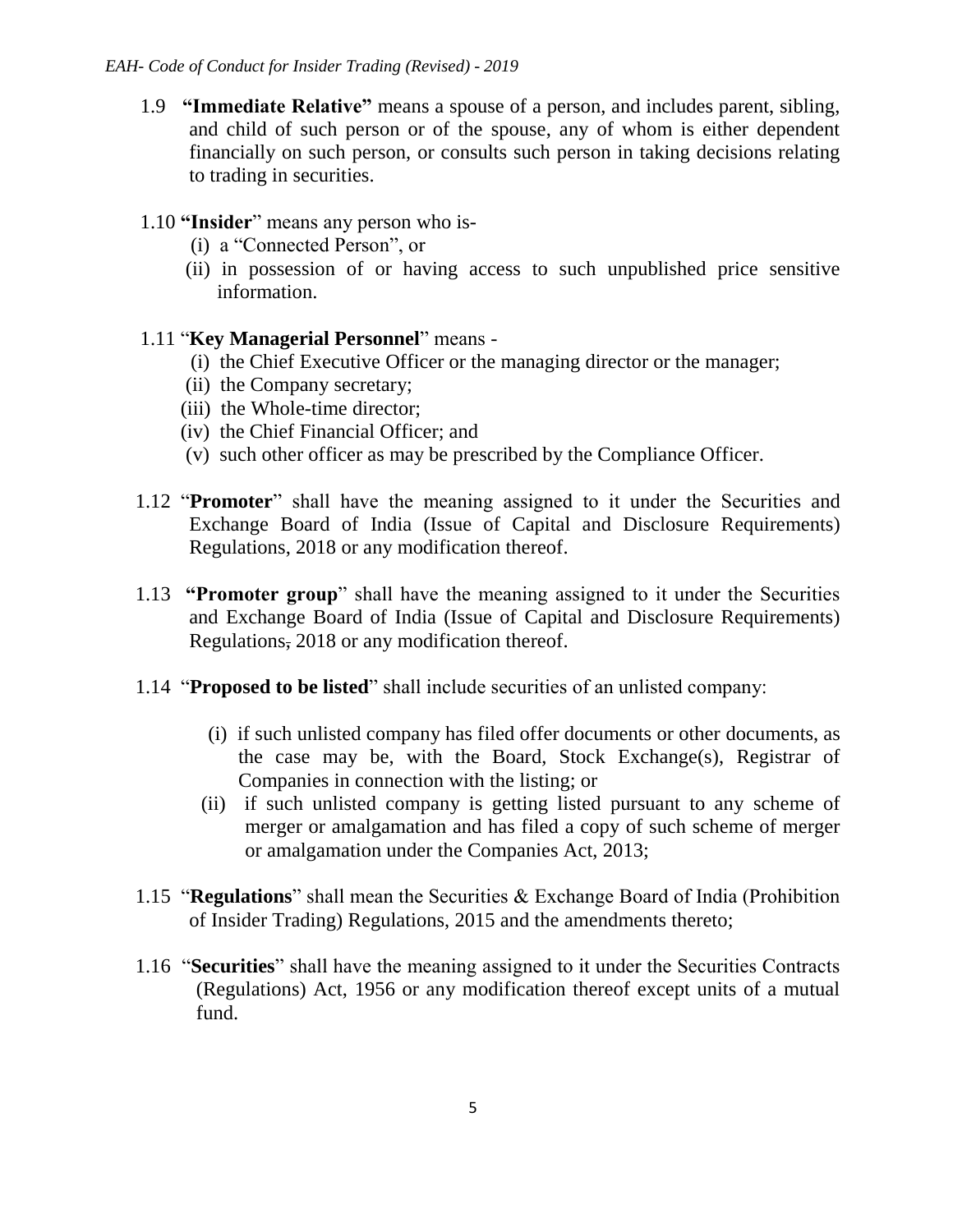1.9 **"Immediate Relative"** means a spouse of a person, and includes parent, sibling, and child of such person or of the spouse, any of whom is either dependent financially on such person, or consults such person in taking decisions relating to trading in securities.

1.10 **"Insider"** means any person who is-

(i) a "Connected Person", or

(ii) in possession of or having access to such unpublished price sensitive information.

1.11 "**Key Managerial Personnel**" means -

(i) the Chief Executive Officer or the managing director or the manager;

(ii) the Company secretary;

(iii) the Whole-time director;

(iv) the Chief Financial Officer; and

(v) such other officer as may be prescribed by the Compliance Officer.

1.12 "**Promoter**" shall have the meaning assigned to it under the Securities and Exchange Board of India (Issue of Capital and Disclosure Requirements) Regulations, 2018 or any modification thereof.

1.13 **"Promoter group**" shall have the meaning assigned to it under the Securities and Exchange Board of India (Issue of Capital and Disclosure Requirements) Regulations, 2018 or any modification thereof.

1.14 "**Proposed to be listed**" shall include securities of an unlisted company:

(i) if such unlisted company has filed offer documents or other documents, as the case may be, with the Board, Stock Exchange(s), Registrar of Companies in connection with the listing; or

(ii) if such unlisted company is getting listed pursuant to any scheme of merger or amalgamation and has filed a copy of such scheme of merger or amalgamation under the Companies Act, 2013;

1.15 "**Regulations**" shall mean the Securities & Exchange Board of India (Prohibition of Insider Trading) Regulations, 2015 and the amendments thereto;

1.16 "**Securities**" shall have the meaning assigned to it under the Securities Contracts (Regulations) Act, 1956 or any modification thereof except units of a mutual fund.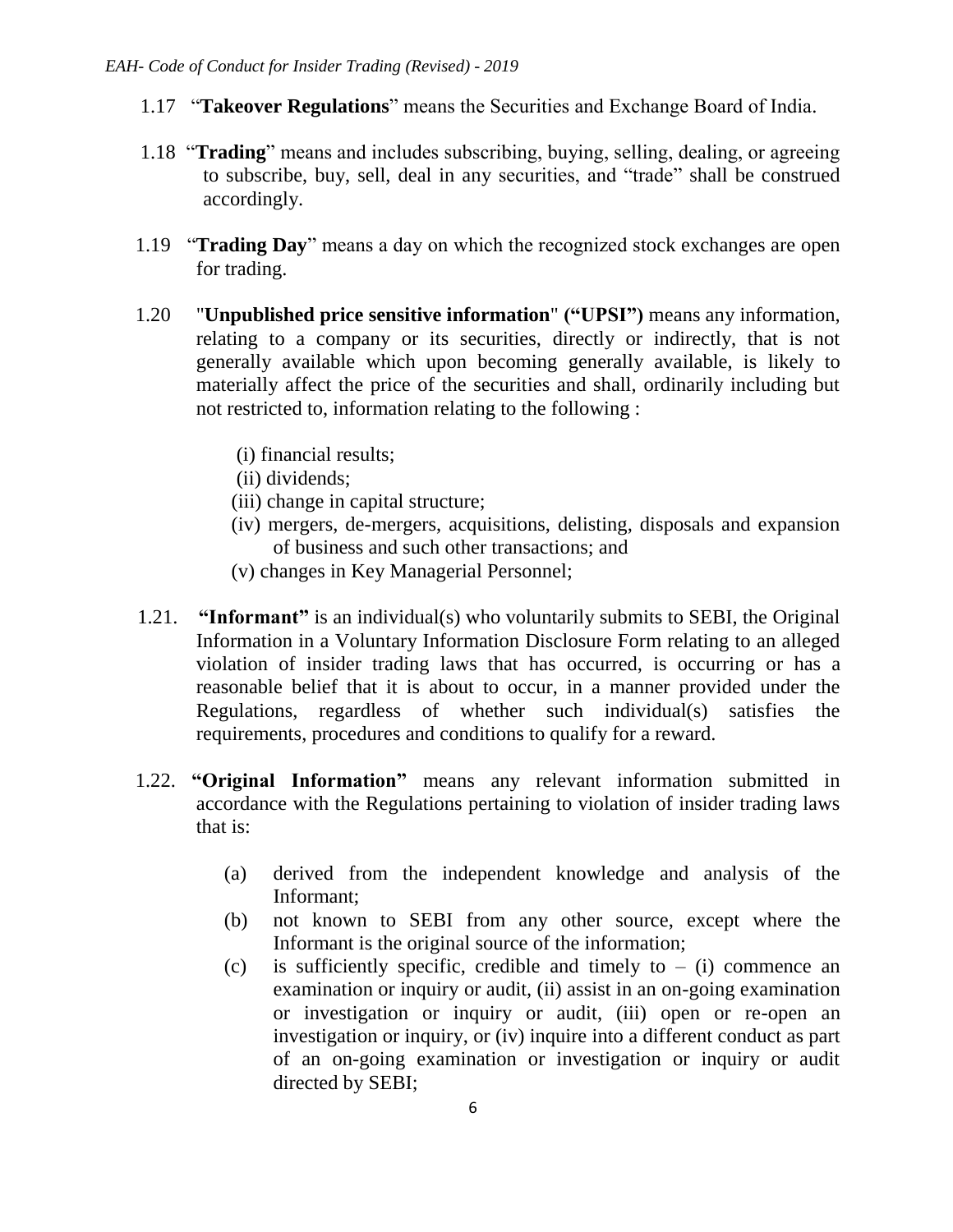1.17 "**Takeover Regulations**" means the Securities and Exchange Board of India.

1.18 "**Trading**" means and includes subscribing, buying, selling, dealing, or agreeing to subscribe, buy, sell, deal in any securities, and "trade" shall be construed accordingly.

1.19 "**Trading Day**" means a day on which the recognized stock exchanges are open for trading.

1.20 "**Unpublished price sensitive information**" **("UPSI")** means any information, relating to a company or its securities, directly or indirectly, that is not generally available which upon becoming generally available, is likely to materially affect the price of the securities and shall, ordinarily including but not restricted to, information relating to the following :

(i) financial results;
(ii) dividends;
(iii) change in capital structure;
(iv) mergers, de-mergers, acquisitions, delisting, disposals and expansion of business and such other transactions; and
(v) changes in Key Managerial Personnel;

1.21. **"Informant"** is an individual(s) who voluntarily submits to SEBI, the Original Information in a Voluntary Information Disclosure Form relating to an alleged violation of insider trading laws that has occurred, is occurring or has a reasonable belief that it is about to occur, in a manner provided under the Regulations, regardless of whether such individual(s) satisfies the requirements, procedures and conditions to qualify for a reward.

1.22. **"Original Information"** means any relevant information submitted in accordance with the Regulations pertaining to violation of insider trading laws that is:

(a) derived from the independent knowledge and analysis of the Informant;
(b) not known to SEBI from any other source, except where the Informant is the original source of the information;
(c) is sufficiently specific, credible and timely to – (i) commence an examination or inquiry or audit, (ii) assist in an on-going examination or investigation or inquiry or audit, (iii) open or re-open an investigation or inquiry, or (iv) inquire into a different conduct as part of an on-going examination or investigation or inquiry or audit directed by SEBI;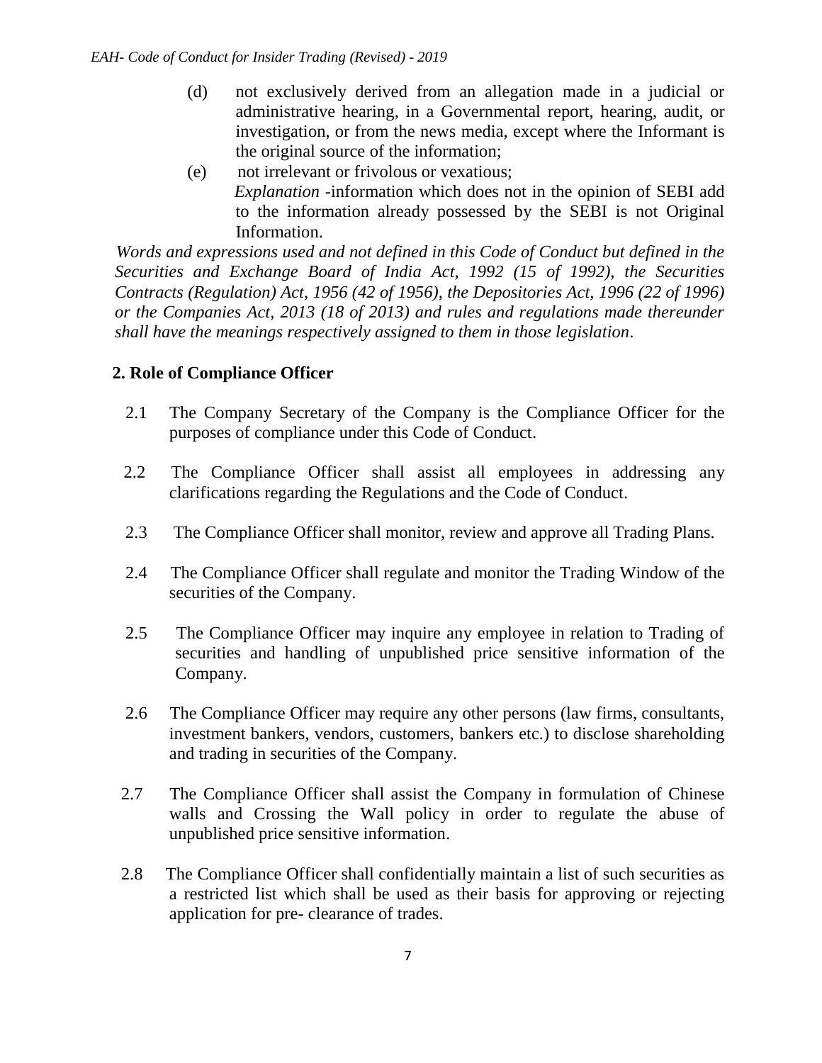(d) not exclusively derived from an allegation made in a judicial or administrative hearing, in a Governmental report, hearing, audit, or investigation, or from the news media, except where the Informant is the original source of the information;

(e) not irrelevant or frivolous or vexatious;

*Explanation* -information which does not in the opinion of SEBI add to the information already possessed by the SEBI is not Original Information.

*Words and expressions used and not defined in this Code of Conduct but defined in the Securities and Exchange Board of India Act, 1992 (15 of 1992), the Securities Contracts (Regulation) Act, 1956 (42 of 1956), the Depositories Act, 1996 (22 of 1996) or the Companies Act, 2013 (18 of 2013) and rules and regulations made thereunder shall have the meanings respectively assigned to them in those legislation*.

## 2. Role of Compliance Officer

2.1 The Company Secretary of the Company is the Compliance Officer for the purposes of compliance under this Code of Conduct.

2.2 The Compliance Officer shall assist all employees in addressing any clarifications regarding the Regulations and the Code of Conduct.

2.3 The Compliance Officer shall monitor, review and approve all Trading Plans.

2.4 The Compliance Officer shall regulate and monitor the Trading Window of the securities of the Company.

2.5 The Compliance Officer may inquire any employee in relation to Trading of securities and handling of unpublished price sensitive information of the Company.

2.6 The Compliance Officer may require any other persons (law firms, consultants, investment bankers, vendors, customers, bankers etc.) to disclose shareholding and trading in securities of the Company.

2.7 The Compliance Officer shall assist the Company in formulation of Chinese walls and Crossing the Wall policy in order to regulate the abuse of unpublished price sensitive information.

2.8 The Compliance Officer shall confidentially maintain a list of such securities as a restricted list which shall be used as their basis for approving or rejecting application for pre- clearance of trades.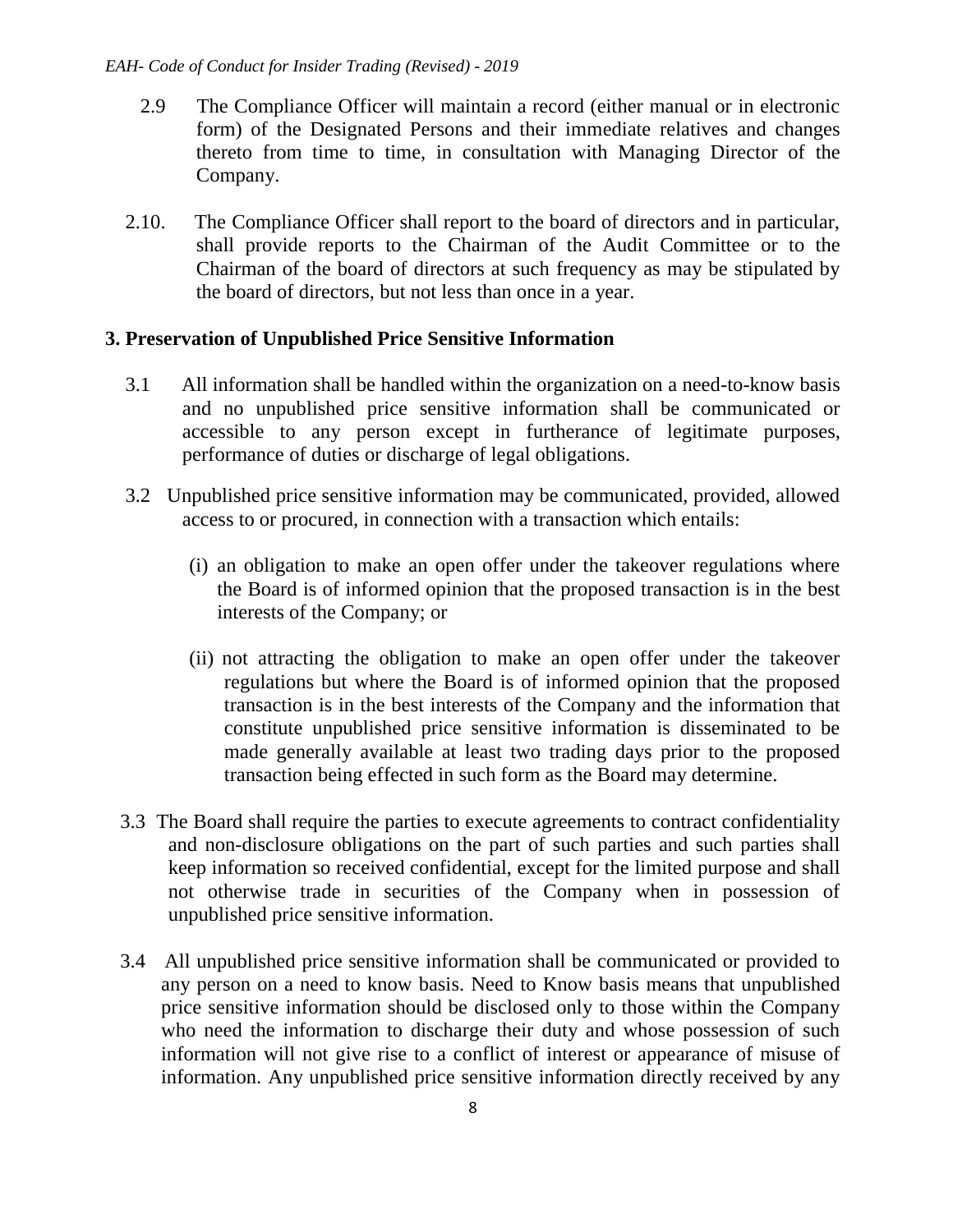2.9 The Compliance Officer will maintain a record (either manual or in electronic form) of the Designated Persons and their immediate relatives and changes thereto from time to time, in consultation with Managing Director of the Company.

2.10. The Compliance Officer shall report to the board of directors and in particular, shall provide reports to the Chairman of the Audit Committee or to the Chairman of the board of directors at such frequency as may be stipulated by the board of directors, but not less than once in a year.

## 3. Preservation of Unpublished Price Sensitive Information

3.1 All information shall be handled within the organization on a need-to-know basis and no unpublished price sensitive information shall be communicated or accessible to any person except in furtherance of legitimate purposes, performance of duties or discharge of legal obligations.

3.2 Unpublished price sensitive information may be communicated, provided, allowed access to or procured, in connection with a transaction which entails:

(i) an obligation to make an open offer under the takeover regulations where the Board is of informed opinion that the proposed transaction is in the best interests of the Company; or

(ii) not attracting the obligation to make an open offer under the takeover regulations but where the Board is of informed opinion that the proposed transaction is in the best interests of the Company and the information that constitute unpublished price sensitive information is disseminated to be made generally available at least two trading days prior to the proposed transaction being effected in such form as the Board may determine.

3.3 The Board shall require the parties to execute agreements to contract confidentiality and non-disclosure obligations on the part of such parties and such parties shall keep information so received confidential, except for the limited purpose and shall not otherwise trade in securities of the Company when in possession of unpublished price sensitive information.

3.4 All unpublished price sensitive information shall be communicated or provided to any person on a need to know basis. Need to Know basis means that unpublished price sensitive information should be disclosed only to those within the Company who need the information to discharge their duty and whose possession of such information will not give rise to a conflict of interest or appearance of misuse of information. Any unpublished price sensitive information directly received by any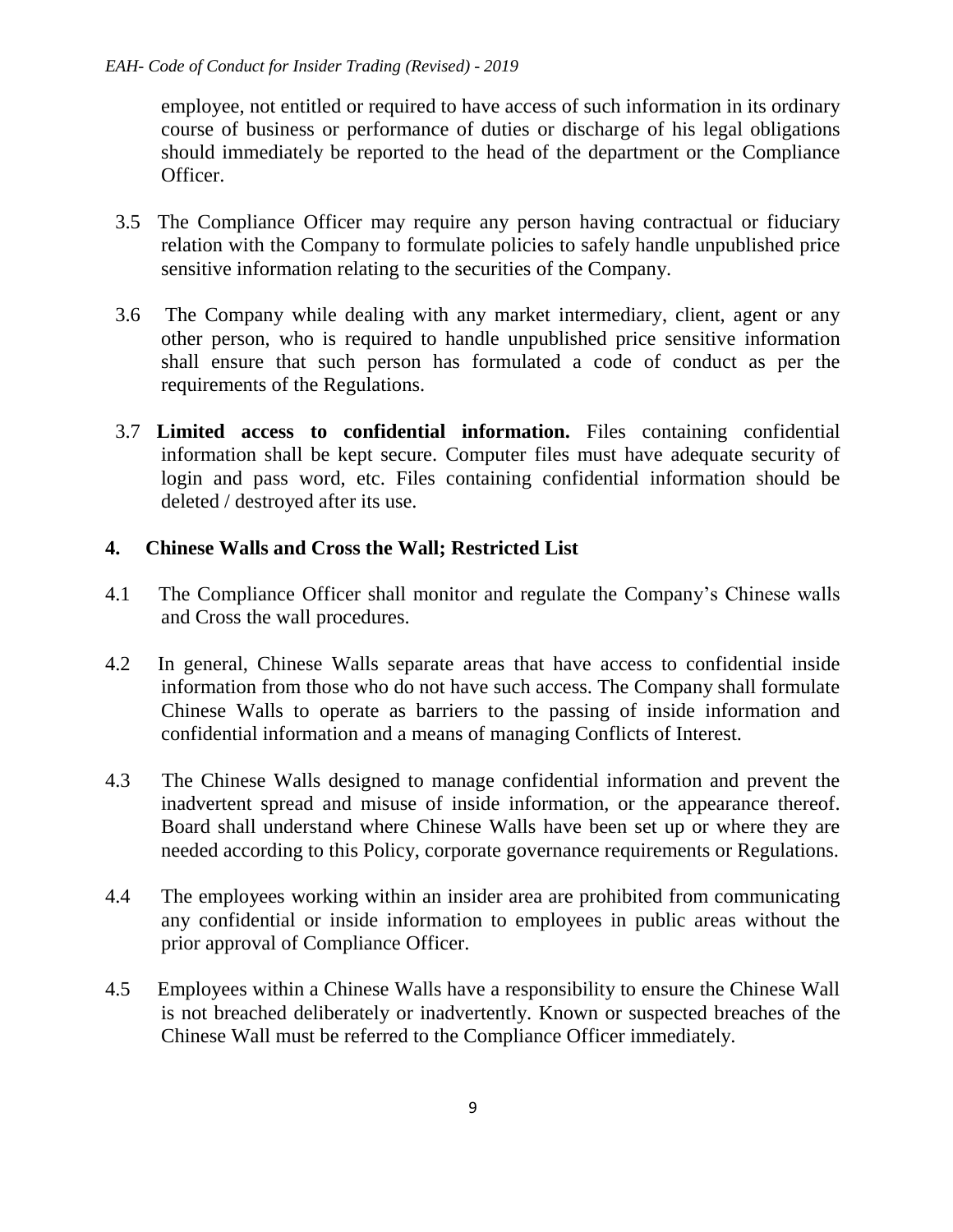employee, not entitled or required to have access of such information in its ordinary course of business or performance of duties or discharge of his legal obligations should immediately be reported to the head of the department or the Compliance Officer.

3.5 The Compliance Officer may require any person having contractual or fiduciary relation with the Company to formulate policies to safely handle unpublished price sensitive information relating to the securities of the Company.

3.6 The Company while dealing with any market intermediary, client, agent or any other person, who is required to handle unpublished price sensitive information shall ensure that such person has formulated a code of conduct as per the requirements of the Regulations.

3.7 **Limited access to confidential information.** Files containing confidential information shall be kept secure. Computer files must have adequate security of login and pass word, etc. Files containing confidential information should be deleted / destroyed after its use.

## 4. Chinese Walls and Cross the Wall; Restricted List

4.1 The Compliance Officer shall monitor and regulate the Company's Chinese walls and Cross the wall procedures.

4.2 In general, Chinese Walls separate areas that have access to confidential inside information from those who do not have such access. The Company shall formulate Chinese Walls to operate as barriers to the passing of inside information and confidential information and a means of managing Conflicts of Interest.

4.3 The Chinese Walls designed to manage confidential information and prevent the inadvertent spread and misuse of inside information, or the appearance thereof. Board shall understand where Chinese Walls have been set up or where they are needed according to this Policy, corporate governance requirements or Regulations.

4.4 The employees working within an insider area are prohibited from communicating any confidential or inside information to employees in public areas without the prior approval of Compliance Officer.

4.5 Employees within a Chinese Walls have a responsibility to ensure the Chinese Wall is not breached deliberately or inadvertently. Known or suspected breaches of the Chinese Wall must be referred to the Compliance Officer immediately.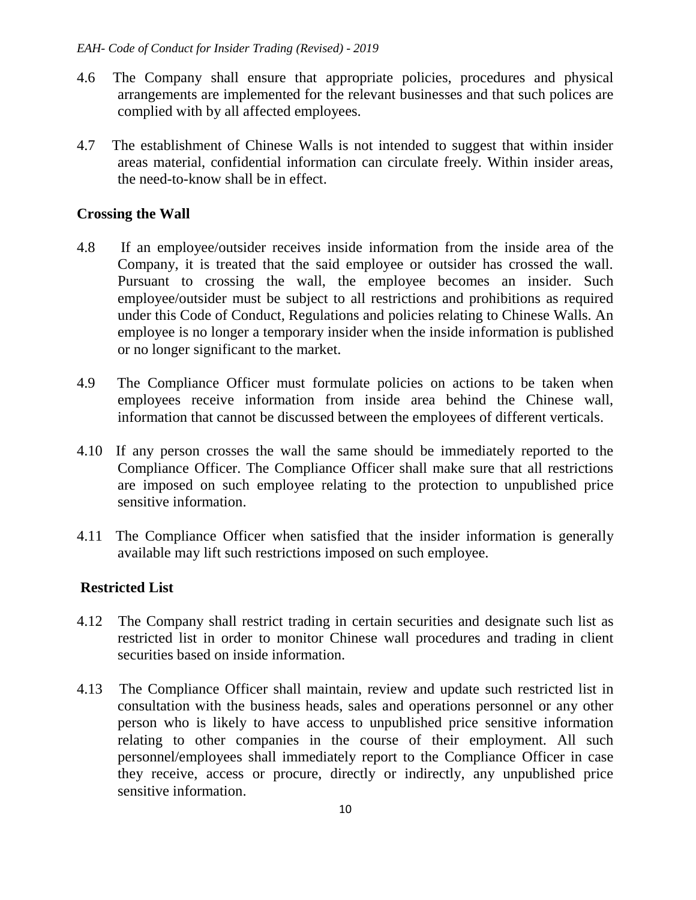4.6 The Company shall ensure that appropriate policies, procedures and physical arrangements are implemented for the relevant businesses and that such polices are complied with by all affected employees.

4.7 The establishment of Chinese Walls is not intended to suggest that within insider areas material, confidential information can circulate freely. Within insider areas, the need-to-know shall be in effect.

### Crossing the Wall

4.8 If an employee/outsider receives inside information from the inside area of the Company, it is treated that the said employee or outsider has crossed the wall. Pursuant to crossing the wall, the employee becomes an insider. Such employee/outsider must be subject to all restrictions and prohibitions as required under this Code of Conduct, Regulations and policies relating to Chinese Walls. An employee is no longer a temporary insider when the inside information is published or no longer significant to the market.

4.9 The Compliance Officer must formulate policies on actions to be taken when employees receive information from inside area behind the Chinese wall, information that cannot be discussed between the employees of different verticals.

4.10 If any person crosses the wall the same should be immediately reported to the Compliance Officer. The Compliance Officer shall make sure that all restrictions are imposed on such employee relating to the protection to unpublished price sensitive information.

4.11 The Compliance Officer when satisfied that the insider information is generally available may lift such restrictions imposed on such employee.

### Restricted List

4.12 The Company shall restrict trading in certain securities and designate such list as restricted list in order to monitor Chinese wall procedures and trading in client securities based on inside information.

4.13 The Compliance Officer shall maintain, review and update such restricted list in consultation with the business heads, sales and operations personnel or any other person who is likely to have access to unpublished price sensitive information relating to other companies in the course of their employment. All such personnel/employees shall immediately report to the Compliance Officer in case they receive, access or procure, directly or indirectly, any unpublished price sensitive information.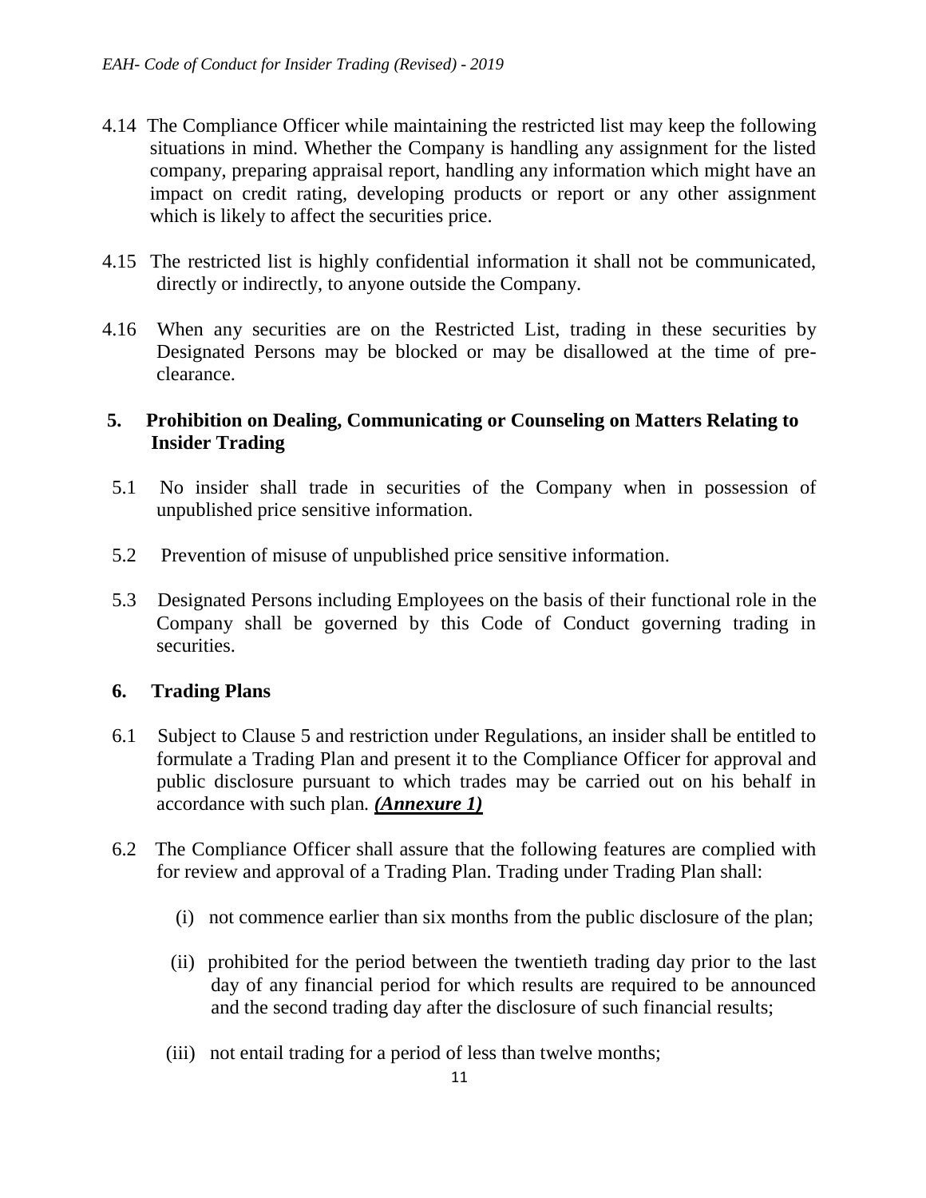4.14 The Compliance Officer while maintaining the restricted list may keep the following situations in mind. Whether the Company is handling any assignment for the listed company, preparing appraisal report, handling any information which might have an impact on credit rating, developing products or report or any other assignment which is likely to affect the securities price.

4.15 The restricted list is highly confidential information it shall not be communicated, directly or indirectly, to anyone outside the Company.

4.16 When any securities are on the Restricted List, trading in these securities by Designated Persons may be blocked or may be disallowed at the time of pre-clearance.

## 5. Prohibition on Dealing, Communicating or Counseling on Matters Relating to Insider Trading

5.1 No insider shall trade in securities of the Company when in possession of unpublished price sensitive information.

5.2 Prevention of misuse of unpublished price sensitive information.

5.3 Designated Persons including Employees on the basis of their functional role in the Company shall be governed by this Code of Conduct governing trading in securities.

## 6. Trading Plans

6.1 Subject to Clause 5 and restriction under Regulations, an insider shall be entitled to formulate a Trading Plan and present it to the Compliance Officer for approval and public disclosure pursuant to which trades may be carried out on his behalf in accordance with such plan. ***(Annexure 1)***

6.2 The Compliance Officer shall assure that the following features are complied with for review and approval of a Trading Plan. Trading under Trading Plan shall:

(i) not commence earlier than six months from the public disclosure of the plan;

(ii) prohibited for the period between the twentieth trading day prior to the last day of any financial period for which results are required to be announced and the second trading day after the disclosure of such financial results;

(iii) not entail trading for a period of less than twelve months;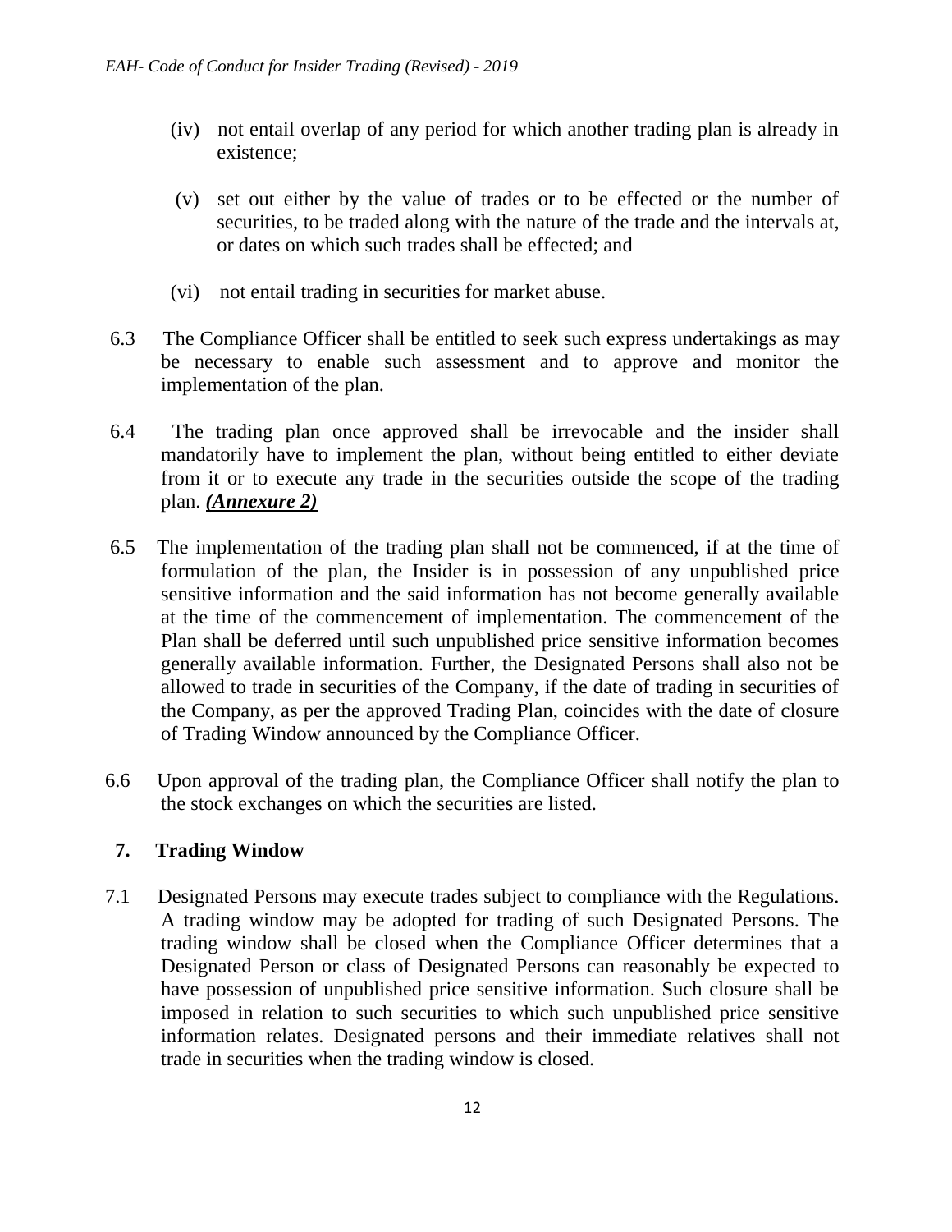(iv) not entail overlap of any period for which another trading plan is already in existence;

(v) set out either by the value of trades or to be effected or the number of securities, to be traded along with the nature of the trade and the intervals at, or dates on which such trades shall be effected; and

(vi) not entail trading in securities for market abuse.

6.3 The Compliance Officer shall be entitled to seek such express undertakings as may be necessary to enable such assessment and to approve and monitor the implementation of the plan.

6.4 The trading plan once approved shall be irrevocable and the insider shall mandatorily have to implement the plan, without being entitled to either deviate from it or to execute any trade in the securities outside the scope of the trading plan. ***(Annexure 2)***

6.5 The implementation of the trading plan shall not be commenced, if at the time of formulation of the plan, the Insider is in possession of any unpublished price sensitive information and the said information has not become generally available at the time of the commencement of implementation. The commencement of the Plan shall be deferred until such unpublished price sensitive information becomes generally available information. Further, the Designated Persons shall also not be allowed to trade in securities of the Company, if the date of trading in securities of the Company, as per the approved Trading Plan, coincides with the date of closure of Trading Window announced by the Compliance Officer.

6.6 Upon approval of the trading plan, the Compliance Officer shall notify the plan to the stock exchanges on which the securities are listed.

## 7. Trading Window

7.1 Designated Persons may execute trades subject to compliance with the Regulations. A trading window may be adopted for trading of such Designated Persons. The trading window shall be closed when the Compliance Officer determines that a Designated Person or class of Designated Persons can reasonably be expected to have possession of unpublished price sensitive information. Such closure shall be imposed in relation to such securities to which such unpublished price sensitive information relates. Designated persons and their immediate relatives shall not trade in securities when the trading window is closed.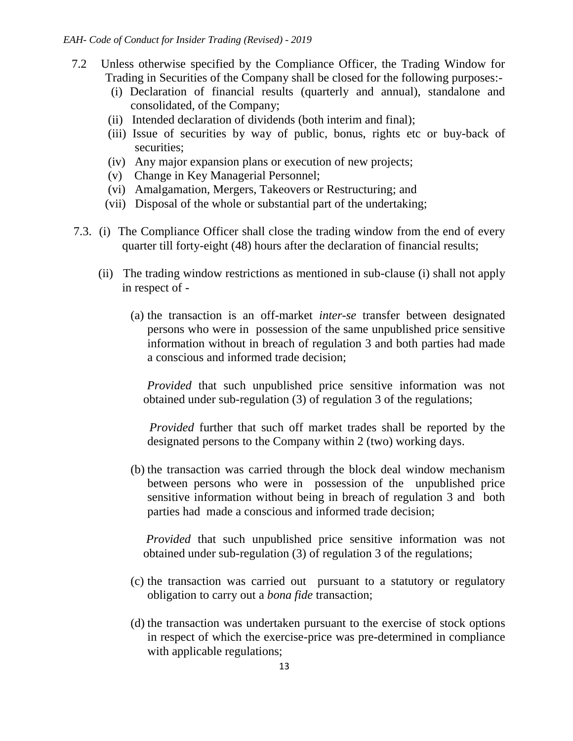7.2 Unless otherwise specified by the Compliance Officer, the Trading Window for Trading in Securities of the Company shall be closed for the following purposes:-

(i) Declaration of financial results (quarterly and annual), standalone and consolidated, of the Company;

(ii) Intended declaration of dividends (both interim and final);

(iii) Issue of securities by way of public, bonus, rights etc or buy-back of securities;

(iv) Any major expansion plans or execution of new projects;

(v) Change in Key Managerial Personnel;

(vi) Amalgamation, Mergers, Takeovers or Restructuring; and

(vii) Disposal of the whole or substantial part of the undertaking;

7.3. (i) The Compliance Officer shall close the trading window from the end of every quarter till forty-eight (48) hours after the declaration of financial results;

(ii) The trading window restrictions as mentioned in sub-clause (i) shall not apply in respect of -

(a) the transaction is an off-market *inter-se* transfer between designated persons who were in possession of the same unpublished price sensitive information without in breach of regulation 3 and both parties had made a conscious and informed trade decision;

*Provided* that such unpublished price sensitive information was not obtained under sub-regulation (3) of regulation 3 of the regulations;

*Provided* further that such off market trades shall be reported by the designated persons to the Company within 2 (two) working days.

(b) the transaction was carried through the block deal window mechanism between persons who were in possession of the unpublished price sensitive information without being in breach of regulation 3 and both parties had made a conscious and informed trade decision;

*Provided* that such unpublished price sensitive information was not obtained under sub-regulation (3) of regulation 3 of the regulations;

(c) the transaction was carried out pursuant to a statutory or regulatory obligation to carry out a *bona fide* transaction;

(d) the transaction was undertaken pursuant to the exercise of stock options in respect of which the exercise-price was pre-determined in compliance with applicable regulations;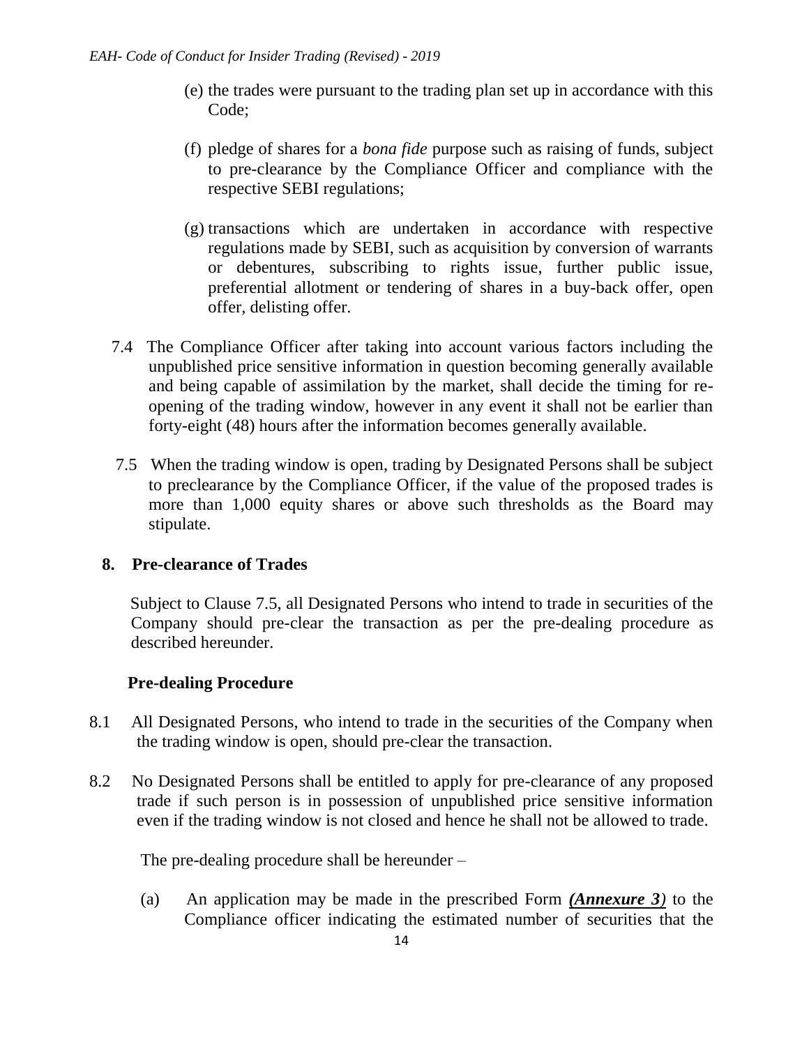(e) the trades were pursuant to the trading plan set up in accordance with this Code;

(f) pledge of shares for a *bona fide* purpose such as raising of funds, subject to pre-clearance by the Compliance Officer and compliance with the respective SEBI regulations;

(g) transactions which are undertaken in accordance with respective regulations made by SEBI, such as acquisition by conversion of warrants or debentures, subscribing to rights issue, further public issue, preferential allotment or tendering of shares in a buy-back offer, open offer, delisting offer.

7.4 The Compliance Officer after taking into account various factors including the unpublished price sensitive information in question becoming generally available and being capable of assimilation by the market, shall decide the timing for re-opening of the trading window, however in any event it shall not be earlier than forty-eight (48) hours after the information becomes generally available.

7.5 When the trading window is open, trading by Designated Persons shall be subject to preclearance by the Compliance Officer, if the value of the proposed trades is more than 1,000 equity shares or above such thresholds as the Board may stipulate.

## 8. Pre-clearance of Trades

Subject to Clause 7.5, all Designated Persons who intend to trade in securities of the Company should pre-clear the transaction as per the pre-dealing procedure as described hereunder.

### Pre-dealing Procedure

8.1 All Designated Persons, who intend to trade in the securities of the Company when the trading window is open, should pre-clear the transaction.

8.2 No Designated Persons shall be entitled to apply for pre-clearance of any proposed trade if such person is in possession of unpublished price sensitive information even if the trading window is not closed and hence he shall not be allowed to trade.

The pre-dealing procedure shall be hereunder –

(a) An application may be made in the prescribed Form ***(Annexure 3)*** to the Compliance officer indicating the estimated number of securities that the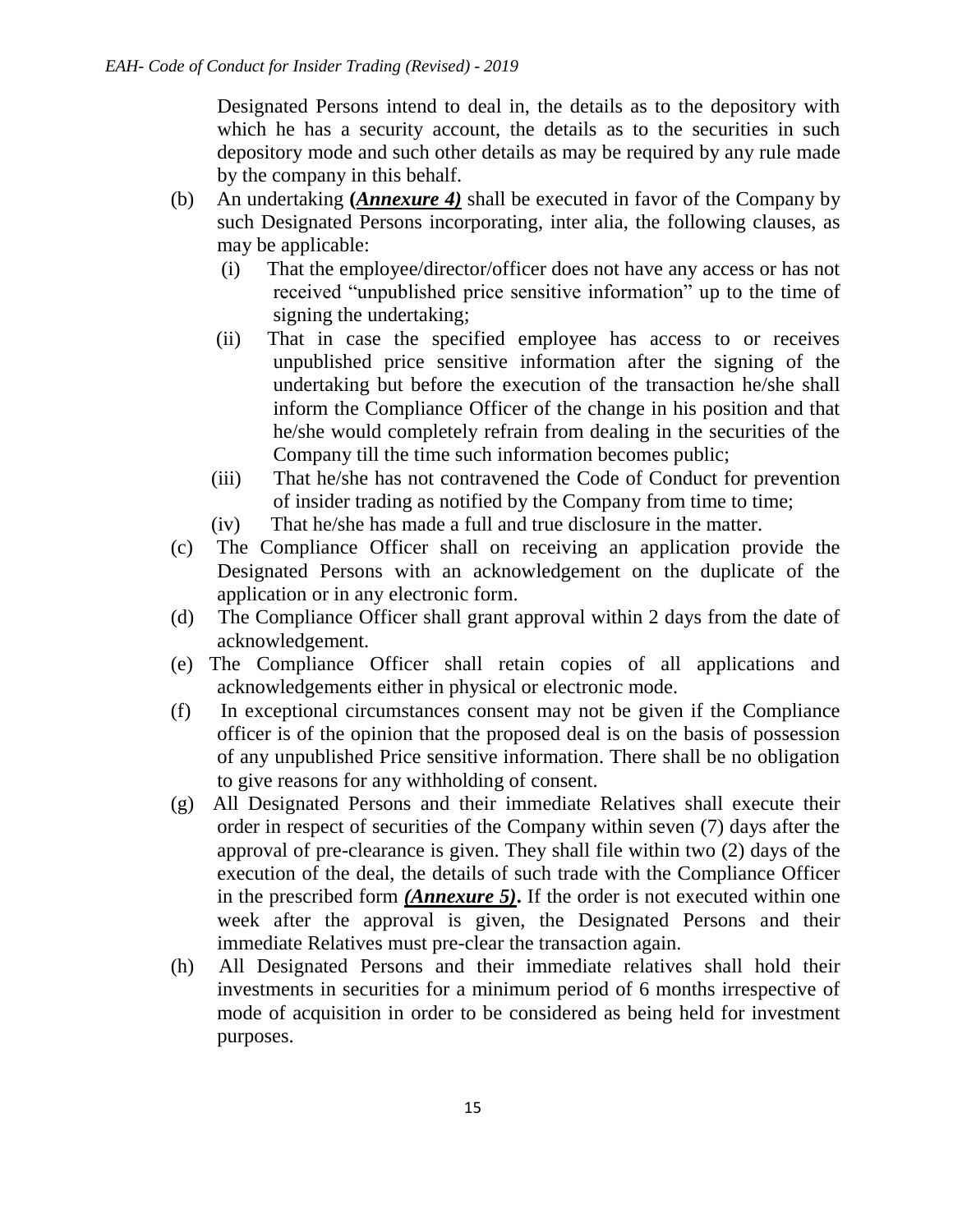Designated Persons intend to deal in, the details as to the depository with which he has a security account, the details as to the securities in such depository mode and such other details as may be required by any rule made by the company in this behalf.

(b) An undertaking **(*Annexure 4*)** shall be executed in favor of the Company by such Designated Persons incorporating, inter alia, the following clauses, as may be applicable:

  (i) That the employee/director/officer does not have any access or has not received "unpublished price sensitive information" up to the time of signing the undertaking;

  (ii) That in case the specified employee has access to or receives unpublished price sensitive information after the signing of the undertaking but before the execution of the transaction he/she shall inform the Compliance Officer of the change in his position and that he/she would completely refrain from dealing in the securities of the Company till the time such information becomes public;

  (iii) That he/she has not contravened the Code of Conduct for prevention of insider trading as notified by the Company from time to time;

  (iv) That he/she has made a full and true disclosure in the matter.

(c) The Compliance Officer shall on receiving an application provide the Designated Persons with an acknowledgement on the duplicate of the application or in any electronic form.

(d) The Compliance Officer shall grant approval within 2 days from the date of acknowledgement.

(e) The Compliance Officer shall retain copies of all applications and acknowledgements either in physical or electronic mode.

(f) In exceptional circumstances consent may not be given if the Compliance officer is of the opinion that the proposed deal is on the basis of possession of any unpublished Price sensitive information. There shall be no obligation to give reasons for any withholding of consent.

(g) All Designated Persons and their immediate Relatives shall execute their order in respect of securities of the Company within seven (7) days after the approval of pre-clearance is given. They shall file within two (2) days of the execution of the deal, the details of such trade with the Compliance Officer in the prescribed form ***(Annexure 5)***. If the order is not executed within one week after the approval is given, the Designated Persons and their immediate Relatives must pre-clear the transaction again.

(h) All Designated Persons and their immediate relatives shall hold their investments in securities for a minimum period of 6 months irrespective of mode of acquisition in order to be considered as being held for investment purposes.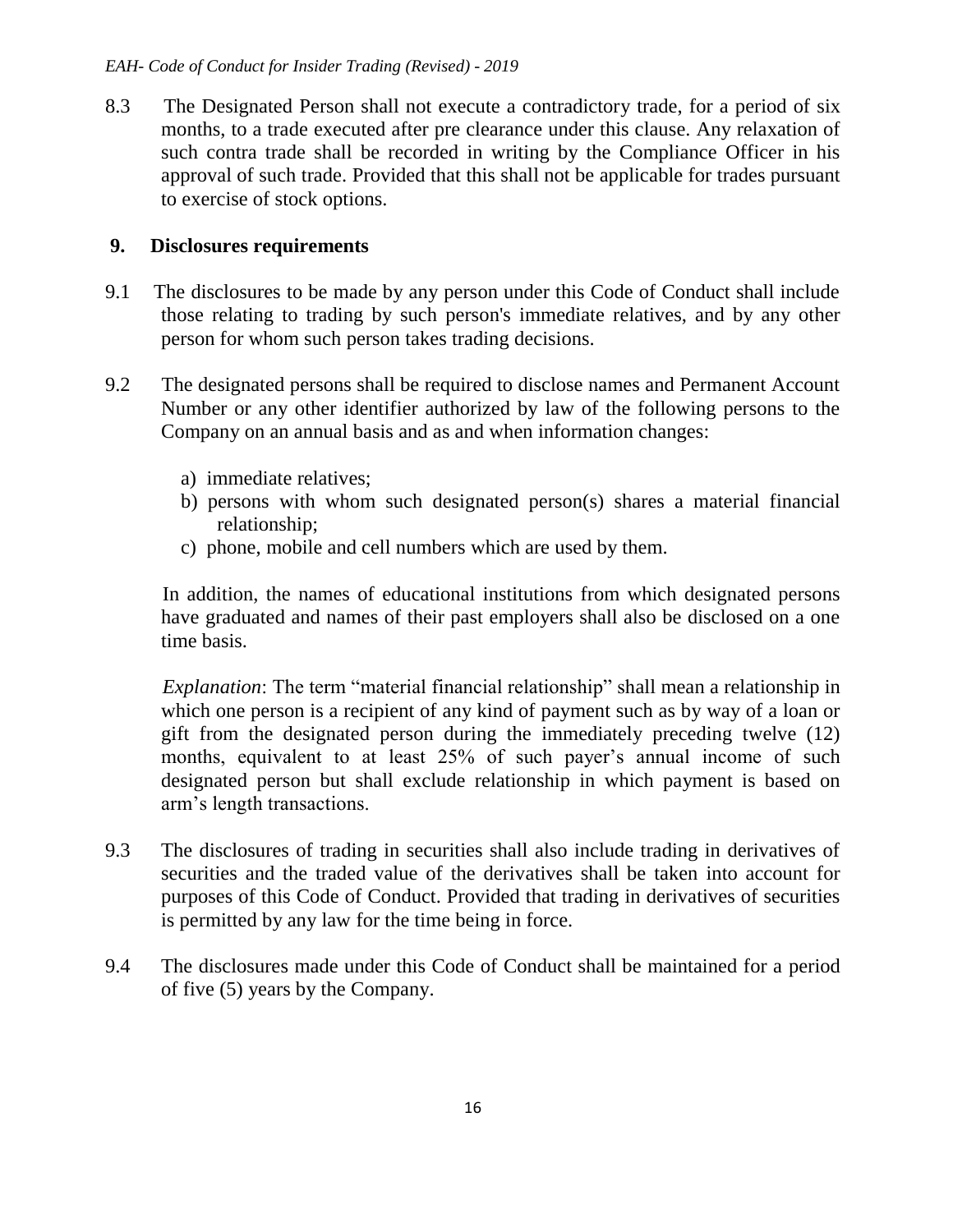8.3 The Designated Person shall not execute a contradictory trade, for a period of six months, to a trade executed after pre clearance under this clause. Any relaxation of such contra trade shall be recorded in writing by the Compliance Officer in his approval of such trade. Provided that this shall not be applicable for trades pursuant to exercise of stock options.

## 9. Disclosures requirements

9.1 The disclosures to be made by any person under this Code of Conduct shall include those relating to trading by such person's immediate relatives, and by any other person for whom such person takes trading decisions.

9.2 The designated persons shall be required to disclose names and Permanent Account Number or any other identifier authorized by law of the following persons to the Company on an annual basis and as and when information changes:

a) immediate relatives;
b) persons with whom such designated person(s) shares a material financial relationship;
c) phone, mobile and cell numbers which are used by them.

In addition, the names of educational institutions from which designated persons have graduated and names of their past employers shall also be disclosed on a one time basis.

*Explanation*: The term "material financial relationship" shall mean a relationship in which one person is a recipient of any kind of payment such as by way of a loan or gift from the designated person during the immediately preceding twelve (12) months, equivalent to at least 25% of such payer's annual income of such designated person but shall exclude relationship in which payment is based on arm's length transactions.

9.3 The disclosures of trading in securities shall also include trading in derivatives of securities and the traded value of the derivatives shall be taken into account for purposes of this Code of Conduct. Provided that trading in derivatives of securities is permitted by any law for the time being in force.

9.4 The disclosures made under this Code of Conduct shall be maintained for a period of five (5) years by the Company.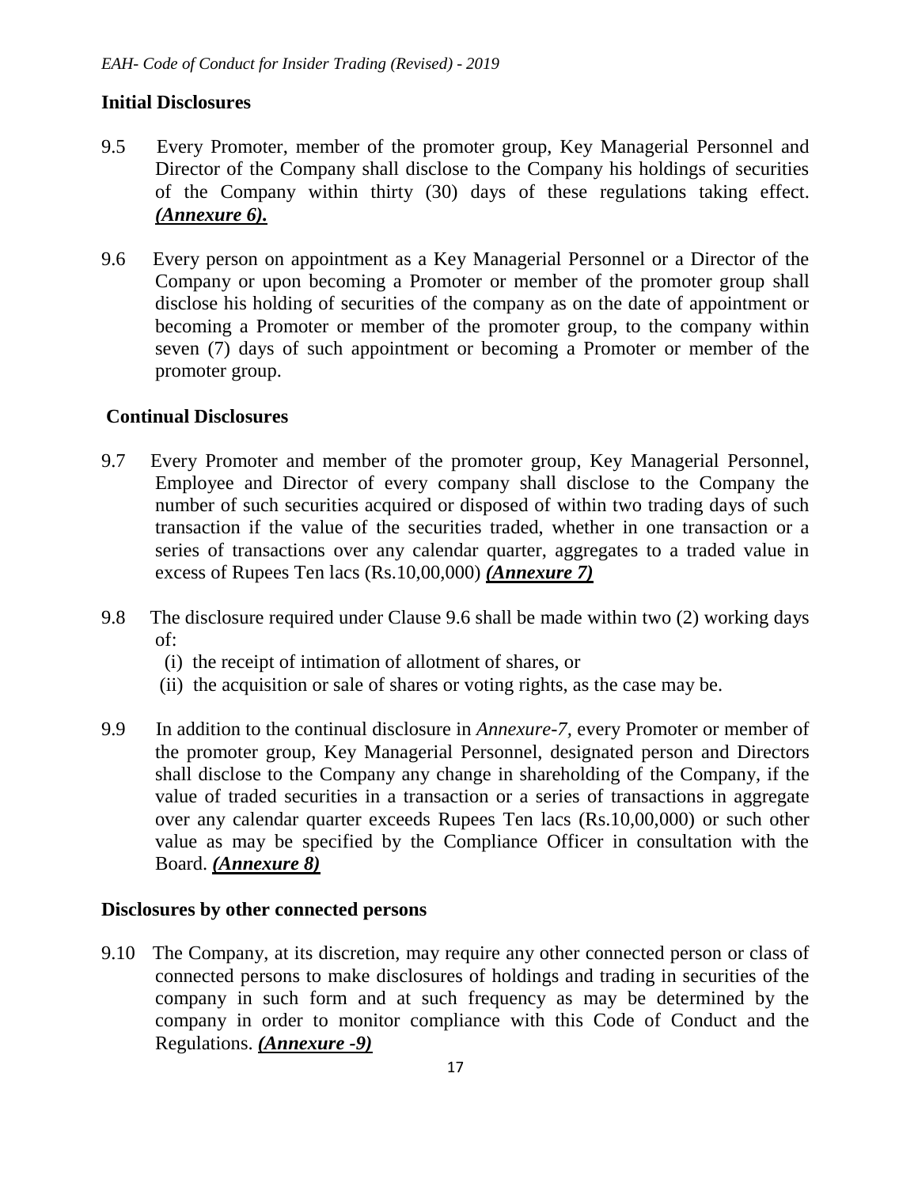## Initial Disclosures

9.5 Every Promoter, member of the promoter group, Key Managerial Personnel and Director of the Company shall disclose to the Company his holdings of securities of the Company within thirty (30) days of these regulations taking effect. ***(Annexure 6).***

9.6 Every person on appointment as a Key Managerial Personnel or a Director of the Company or upon becoming a Promoter or member of the promoter group shall disclose his holding of securities of the company as on the date of appointment or becoming a Promoter or member of the promoter group, to the company within seven (7) days of such appointment or becoming a Promoter or member of the promoter group.

## Continual Disclosures

9.7 Every Promoter and member of the promoter group, Key Managerial Personnel, Employee and Director of every company shall disclose to the Company the number of such securities acquired or disposed of within two trading days of such transaction if the value of the securities traded, whether in one transaction or a series of transactions over any calendar quarter, aggregates to a traded value in excess of Rupees Ten lacs (Rs.10,00,000) ***(Annexure 7)***

9.8 The disclosure required under Clause 9.6 shall be made within two (2) working days of:
   (i) the receipt of intimation of allotment of shares, or
   (ii) the acquisition or sale of shares or voting rights, as the case may be.

9.9 In addition to the continual disclosure in *Annexure-7,* every Promoter or member of the promoter group, Key Managerial Personnel, designated person and Directors shall disclose to the Company any change in shareholding of the Company, if the value of traded securities in a transaction or a series of transactions in aggregate over any calendar quarter exceeds Rupees Ten lacs (Rs.10,00,000) or such other value as may be specified by the Compliance Officer in consultation with the Board. ***(Annexure 8)***

## Disclosures by other connected persons

9.10 The Company, at its discretion, may require any other connected person or class of connected persons to make disclosures of holdings and trading in securities of the company in such form and at such frequency as may be determined by the company in order to monitor compliance with this Code of Conduct and the Regulations. ***(Annexure -9)***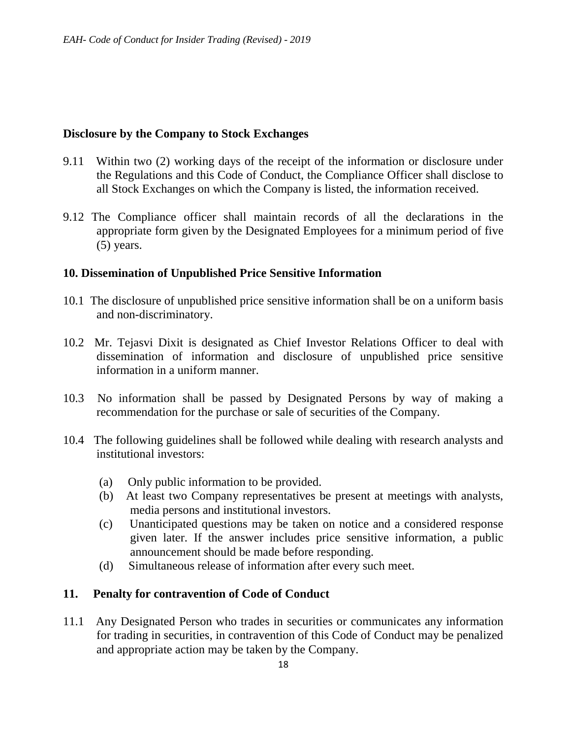## Disclosure by the Company to Stock Exchanges

9.11 Within two (2) working days of the receipt of the information or disclosure under the Regulations and this Code of Conduct, the Compliance Officer shall disclose to all Stock Exchanges on which the Company is listed, the information received.

9.12 The Compliance officer shall maintain records of all the declarations in the appropriate form given by the Designated Employees for a minimum period of five (5) years.

## 10. Dissemination of Unpublished Price Sensitive Information

10.1 The disclosure of unpublished price sensitive information shall be on a uniform basis and non-discriminatory.

10.2 Mr. Tejasvi Dixit is designated as Chief Investor Relations Officer to deal with dissemination of information and disclosure of unpublished price sensitive information in a uniform manner.

10.3 No information shall be passed by Designated Persons by way of making a recommendation for the purchase or sale of securities of the Company.

10.4 The following guidelines shall be followed while dealing with research analysts and institutional investors:

(a) Only public information to be provided.
(b) At least two Company representatives be present at meetings with analysts, media persons and institutional investors.
(c) Unanticipated questions may be taken on notice and a considered response given later. If the answer includes price sensitive information, a public announcement should be made before responding.
(d) Simultaneous release of information after every such meet.

## 11. Penalty for contravention of Code of Conduct

11.1 Any Designated Person who trades in securities or communicates any information for trading in securities, in contravention of this Code of Conduct may be penalized and appropriate action may be taken by the Company.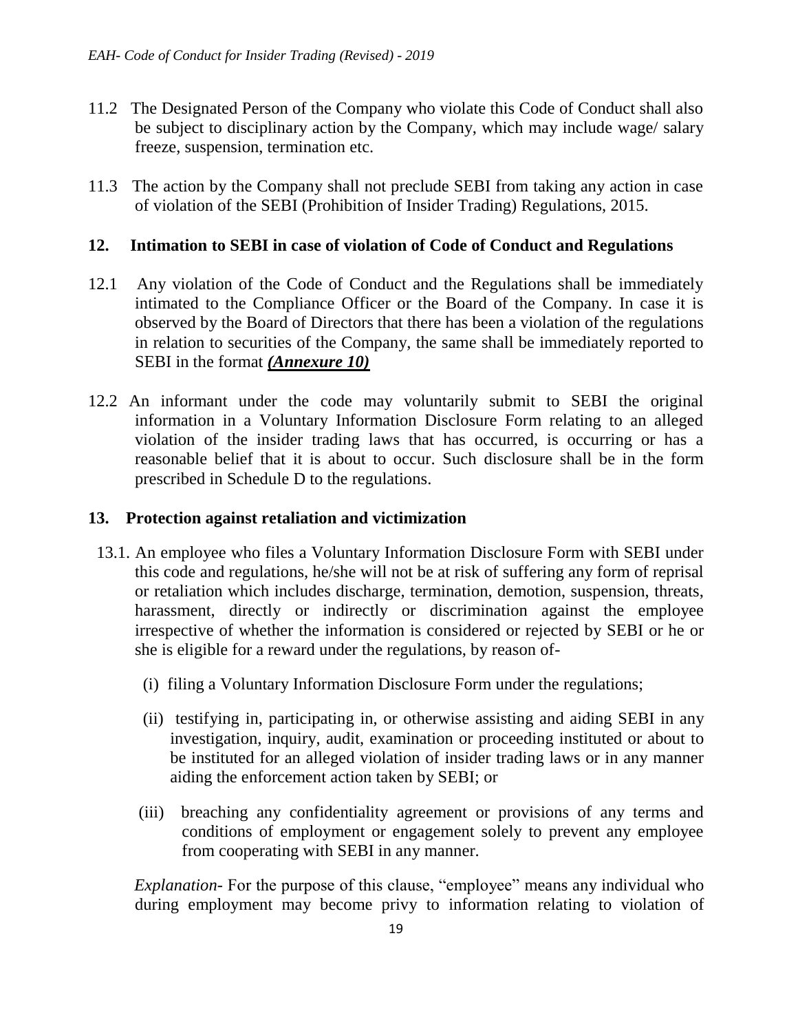11.2 The Designated Person of the Company who violate this Code of Conduct shall also be subject to disciplinary action by the Company, which may include wage/ salary freeze, suspension, termination etc.

11.3 The action by the Company shall not preclude SEBI from taking any action in case of violation of the SEBI (Prohibition of Insider Trading) Regulations, 2015.

## 12. Intimation to SEBI in case of violation of Code of Conduct and Regulations

12.1 Any violation of the Code of Conduct and the Regulations shall be immediately intimated to the Compliance Officer or the Board of the Company. In case it is observed by the Board of Directors that there has been a violation of the regulations in relation to securities of the Company, the same shall be immediately reported to SEBI in the format ***(Annexure 10)***

12.2 An informant under the code may voluntarily submit to SEBI the original information in a Voluntary Information Disclosure Form relating to an alleged violation of the insider trading laws that has occurred, is occurring or has a reasonable belief that it is about to occur. Such disclosure shall be in the form prescribed in Schedule D to the regulations.

## 13. Protection against retaliation and victimization

13.1. An employee who files a Voluntary Information Disclosure Form with SEBI under this code and regulations, he/she will not be at risk of suffering any form of reprisal or retaliation which includes discharge, termination, demotion, suspension, threats, harassment, directly or indirectly or discrimination against the employee irrespective of whether the information is considered or rejected by SEBI or he or she is eligible for a reward under the regulations, by reason of-

(i) filing a Voluntary Information Disclosure Form under the regulations;

(ii) testifying in, participating in, or otherwise assisting and aiding SEBI in any investigation, inquiry, audit, examination or proceeding instituted or about to be instituted for an alleged violation of insider trading laws or in any manner aiding the enforcement action taken by SEBI; or

(iii) breaching any confidentiality agreement or provisions of any terms and conditions of employment or engagement solely to prevent any employee from cooperating with SEBI in any manner.

*Explanation-* For the purpose of this clause, "employee" means any individual who during employment may become privy to information relating to violation of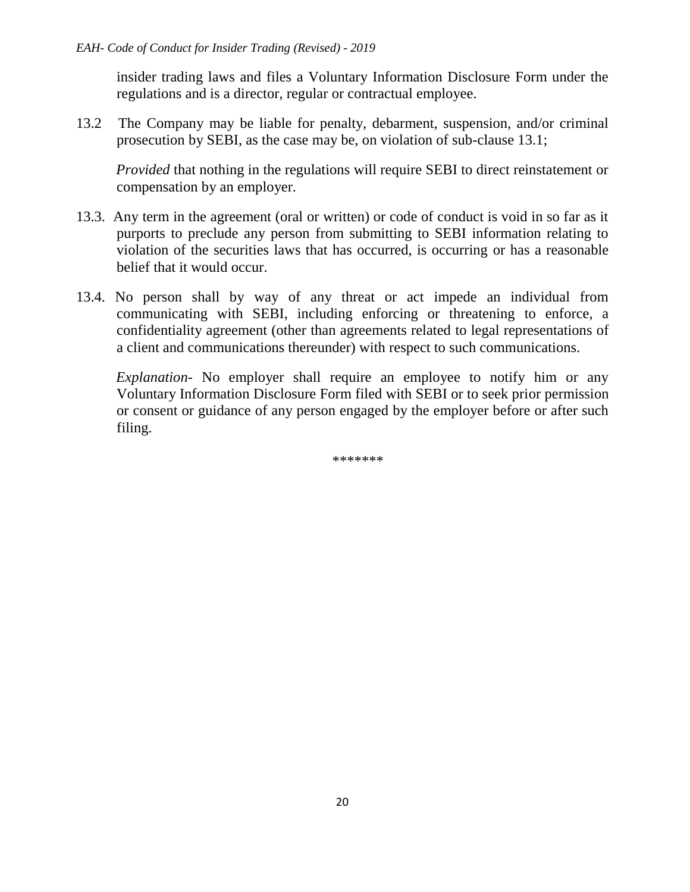insider trading laws and files a Voluntary Information Disclosure Form under the regulations and is a director, regular or contractual employee.

13.2 The Company may be liable for penalty, debarment, suspension, and/or criminal prosecution by SEBI, as the case may be, on violation of sub-clause 13.1;

*Provided* that nothing in the regulations will require SEBI to direct reinstatement or compensation by an employer.

13.3. Any term in the agreement (oral or written) or code of conduct is void in so far as it purports to preclude any person from submitting to SEBI information relating to violation of the securities laws that has occurred, is occurring or has a reasonable belief that it would occur.

13.4. No person shall by way of any threat or act impede an individual from communicating with SEBI, including enforcing or threatening to enforce, a confidentiality agreement (other than agreements related to legal representations of a client and communications thereunder) with respect to such communications.

*Explanation-* No employer shall require an employee to notify him or any Voluntary Information Disclosure Form filed with SEBI or to seek prior permission or consent or guidance of any person engaged by the employer before or after such filing.

*******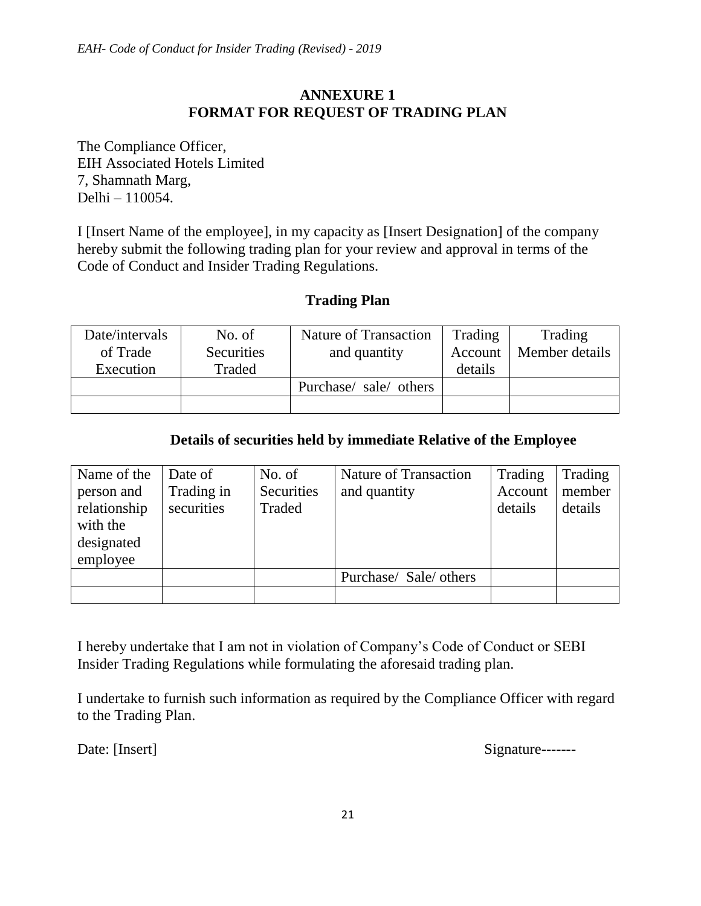## ANNEXURE 1
## FORMAT FOR REQUEST OF TRADING PLAN

The Compliance Officer,
EIH Associated Hotels Limited
7, Shamnath Marg,
Delhi – 110054.

I [Insert Name of the employee], in my capacity as [Insert Designation] of the company hereby submit the following trading plan for your review and approval in terms of the Code of Conduct and Insider Trading Regulations.

### Trading Plan

| Date/intervals of Trade Execution | No. of Securities Traded | Nature of Transaction and quantity | Trading Account details | Trading Member details |
|---|---|---|---|---|
| | | Purchase/ sale/ others | | |
| | | | | |

### Details of securities held by immediate Relative of the Employee

| Name of the person and relationship with the designated employee | Date of Trading in securities | No. of Securities Traded | Nature of Transaction and quantity | Trading Account details | Trading member details |
|---|---|---|---|---|---|
| | | | Purchase/ Sale/ others | | |
| | | | | | |

I hereby undertake that I am not in violation of Company's Code of Conduct or SEBI Insider Trading Regulations while formulating the aforesaid trading plan.

I undertake to furnish such information as required by the Compliance Officer with regard to the Trading Plan.

Date: [Insert] Signature-------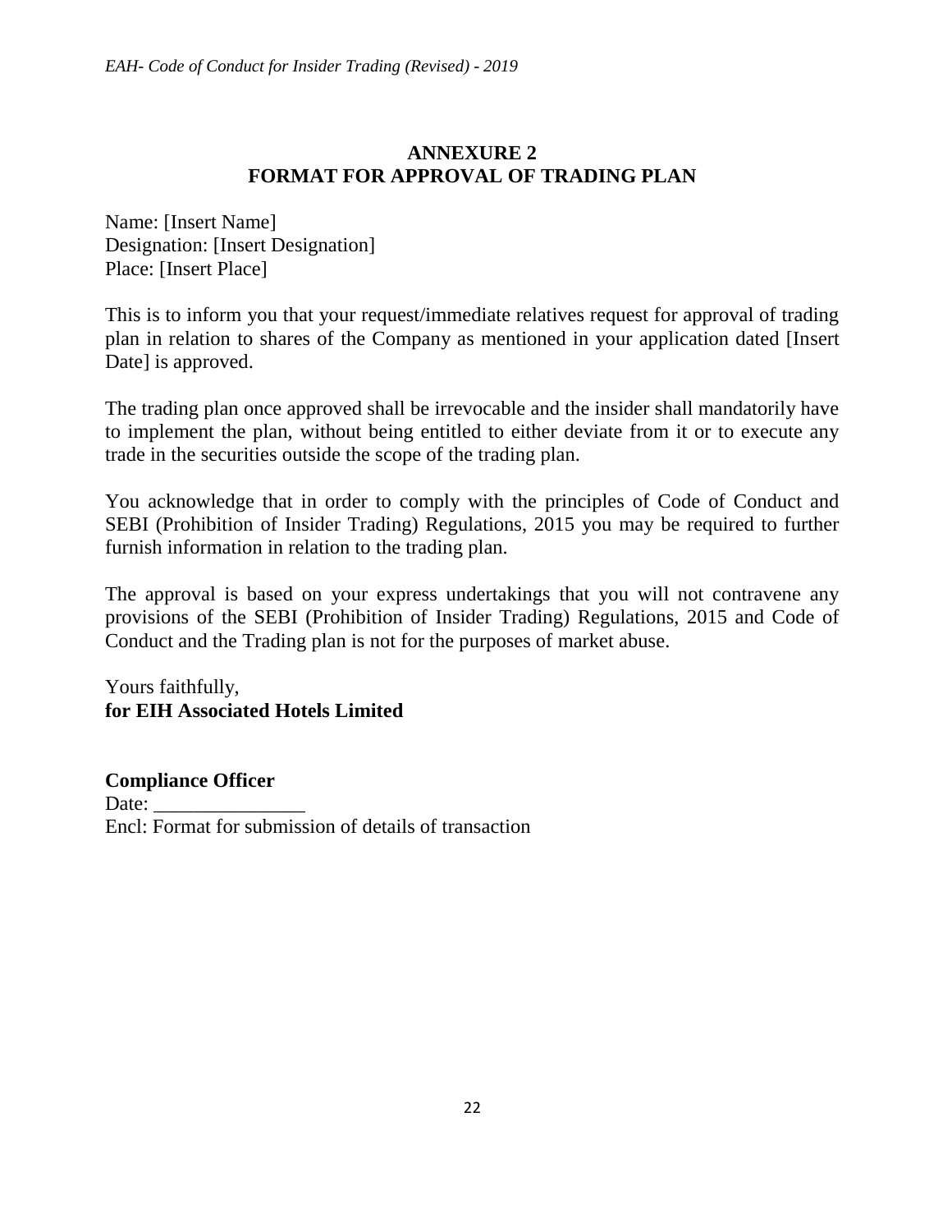## ANNEXURE 2
## FORMAT FOR APPROVAL OF TRADING PLAN

Name: [Insert Name]
Designation: [Insert Designation]
Place: [Insert Place]

This is to inform you that your request/immediate relatives request for approval of trading plan in relation to shares of the Company as mentioned in your application dated [Insert Date] is approved.

The trading plan once approved shall be irrevocable and the insider shall mandatorily have to implement the plan, without being entitled to either deviate from it or to execute any trade in the securities outside the scope of the trading plan.

You acknowledge that in order to comply with the principles of Code of Conduct and SEBI (Prohibition of Insider Trading) Regulations, 2015 you may be required to further furnish information in relation to the trading plan.

The approval is based on your express undertakings that you will not contravene any provisions of the SEBI (Prohibition of Insider Trading) Regulations, 2015 and Code of Conduct and the Trading plan is not for the purposes of market abuse.

Yours faithfully,
**for EIH Associated Hotels Limited**

**Compliance Officer**
Date: _______________
Encl: Format for submission of details of transaction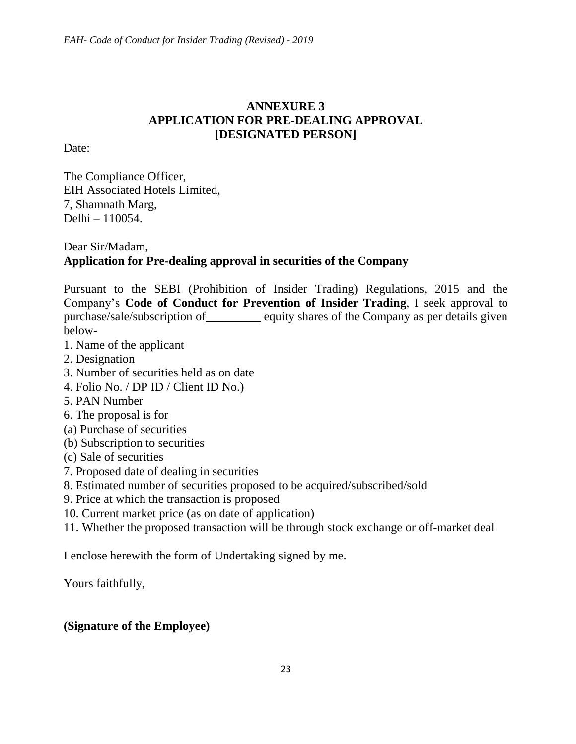# ANNEXURE 3
## APPLICATION FOR PRE-DEALING APPROVAL
## [DESIGNATED PERSON]

Date:

The Compliance Officer,
EIH Associated Hotels Limited,
7, Shamnath Marg,
Delhi – 110054.

Dear Sir/Madam,
**Application for Pre-dealing approval in securities of the Company**

Pursuant to the SEBI (Prohibition of Insider Trading) Regulations, 2015 and the Company's **Code of Conduct for Prevention of Insider Trading**, I seek approval to purchase/sale/subscription of_________ equity shares of the Company as per details given below-

1. Name of the applicant
2. Designation
3. Number of securities held as on date
4. Folio No. / DP ID / Client ID No.)
5. PAN Number
6. The proposal is for
(a) Purchase of securities
(b) Subscription to securities
(c) Sale of securities
7. Proposed date of dealing in securities
8. Estimated number of securities proposed to be acquired/subscribed/sold
9. Price at which the transaction is proposed
10. Current market price (as on date of application)
11. Whether the proposed transaction will be through stock exchange or off-market deal

I enclose herewith the form of Undertaking signed by me.

Yours faithfully,

**(Signature of the Employee)**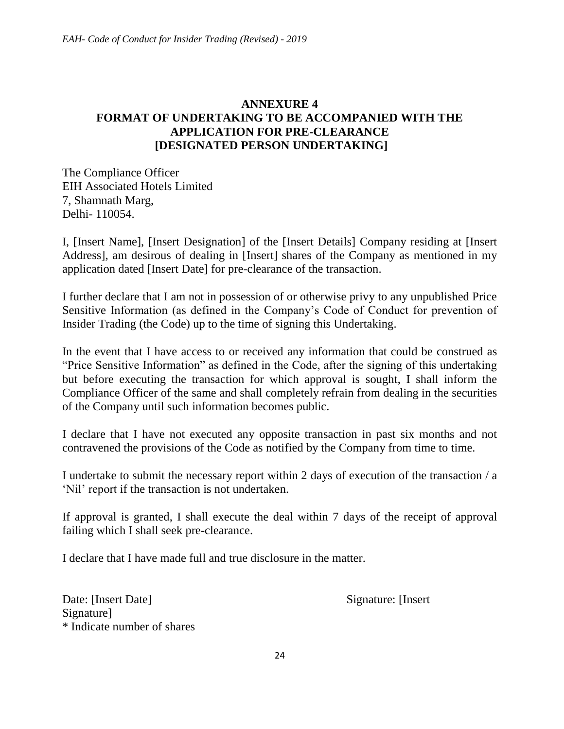## ANNEXURE 4
## FORMAT OF UNDERTAKING TO BE ACCOMPANIED WITH THE APPLICATION FOR PRE-CLEARANCE
## [DESIGNATED PERSON UNDERTAKING]

The Compliance Officer
EIH Associated Hotels Limited
7, Shamnath Marg,
Delhi- 110054.

I, [Insert Name], [Insert Designation] of the [Insert Details] Company residing at [Insert Address], am desirous of dealing in [Insert] shares of the Company as mentioned in my application dated [Insert Date] for pre-clearance of the transaction.

I further declare that I am not in possession of or otherwise privy to any unpublished Price Sensitive Information (as defined in the Company's Code of Conduct for prevention of Insider Trading (the Code) up to the time of signing this Undertaking.

In the event that I have access to or received any information that could be construed as "Price Sensitive Information" as defined in the Code, after the signing of this undertaking but before executing the transaction for which approval is sought, I shall inform the Compliance Officer of the same and shall completely refrain from dealing in the securities of the Company until such information becomes public.

I declare that I have not executed any opposite transaction in past six months and not contravened the provisions of the Code as notified by the Company from time to time.

I undertake to submit the necessary report within 2 days of execution of the transaction / a 'Nil' report if the transaction is not undertaken.

If approval is granted, I shall execute the deal within 7 days of the receipt of approval failing which I shall seek pre-clearance.

I declare that I have made full and true disclosure in the matter.

Date: [Insert Date] Signature: [Insert Signature]

* Indicate number of shares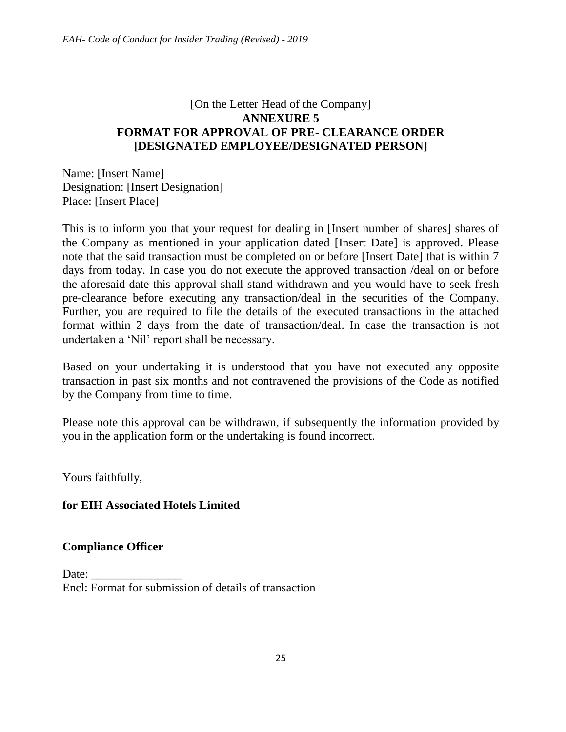[On the Letter Head of the Company]

**ANNEXURE 5**

**FORMAT FOR APPROVAL OF PRE- CLEARANCE ORDER**

**[DESIGNATED EMPLOYEE/DESIGNATED PERSON]**

Name: [Insert Name]
Designation: [Insert Designation]
Place: [Insert Place]

This is to inform you that your request for dealing in [Insert number of shares] shares of the Company as mentioned in your application dated [Insert Date] is approved. Please note that the said transaction must be completed on or before [Insert Date] that is within 7 days from today. In case you do not execute the approved transaction /deal on or before the aforesaid date this approval shall stand withdrawn and you would have to seek fresh pre-clearance before executing any transaction/deal in the securities of the Company. Further, you are required to file the details of the executed transactions in the attached format within 2 days from the date of transaction/deal. In case the transaction is not undertaken a 'Nil' report shall be necessary.

Based on your undertaking it is understood that you have not executed any opposite transaction in past six months and not contravened the provisions of the Code as notified by the Company from time to time.

Please note this approval can be withdrawn, if subsequently the information provided by you in the application form or the undertaking is found incorrect.

Yours faithfully,

**for EIH Associated Hotels Limited**

**Compliance Officer**

Date: _______________
Encl: Format for submission of details of transaction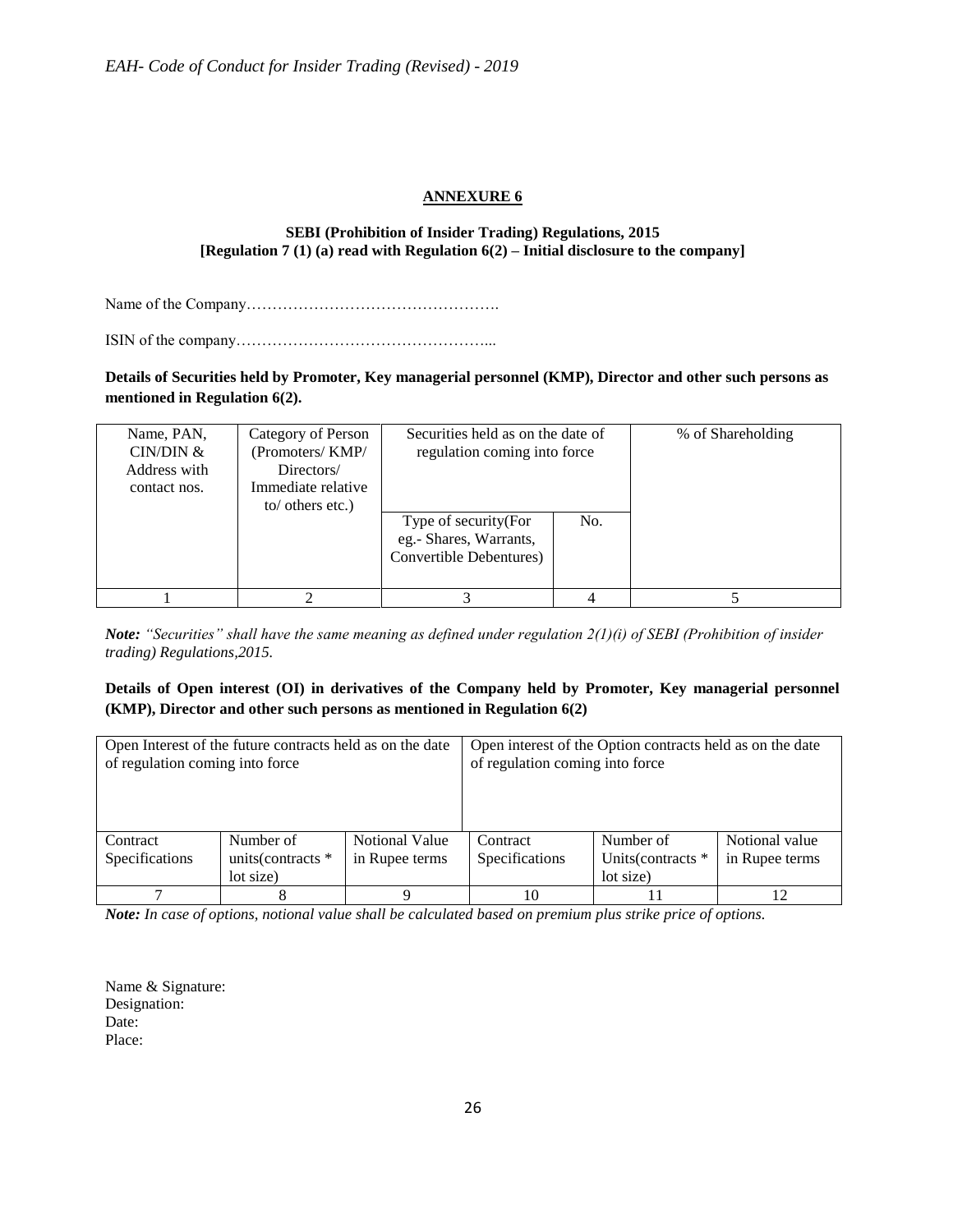## ANNEXURE 6

**SEBI (Prohibition of Insider Trading) Regulations, 2015**
**[Regulation 7 (1) (a) read with Regulation 6(2) – Initial disclosure to the company]**

Name of the Company………………………………………….

ISIN of the company…………………………………………...

**Details of Securities held by Promoter, Key managerial personnel (KMP), Director and other such persons as mentioned in Regulation 6(2).**

| Name, PAN, CIN/DIN & Address with contact nos. | Category of Person (Promoters/ KMP/ Directors/ Immediate relative to/ others etc.) | Securities held as on the date of regulation coming into force | | % of Shareholding |
|---|---|---|---|---|
| | | Type of security(For eg.- Shares, Warrants, Convertible Debentures) | No. | |
| 1 | 2 | 3 | 4 | 5 |

***Note:*** *"Securities" shall have the same meaning as defined under regulation 2(1)(i) of SEBI (Prohibition of insider trading) Regulations,2015.*

**Details of Open interest (OI) in derivatives of the Company held by Promoter, Key managerial personnel (KMP), Director and other such persons as mentioned in Regulation 6(2)**

| Open Interest of the future contracts held as on the date of regulation coming into force | | | Open interest of the Option contracts held as on the date of regulation coming into force | | |
|---|---|---|---|---|---|
| Contract Specifications | Number of units(contracts * lot size) | Notional Value in Rupee terms | Contract Specifications | Number of Units(contracts * lot size) | Notional value in Rupee terms |
| 7 | 8 | 9 | 10 | 11 | 12 |

***Note:*** *In case of options, notional value shall be calculated based on premium plus strike price of options.*

Name & Signature:
Designation:
Date:
Place: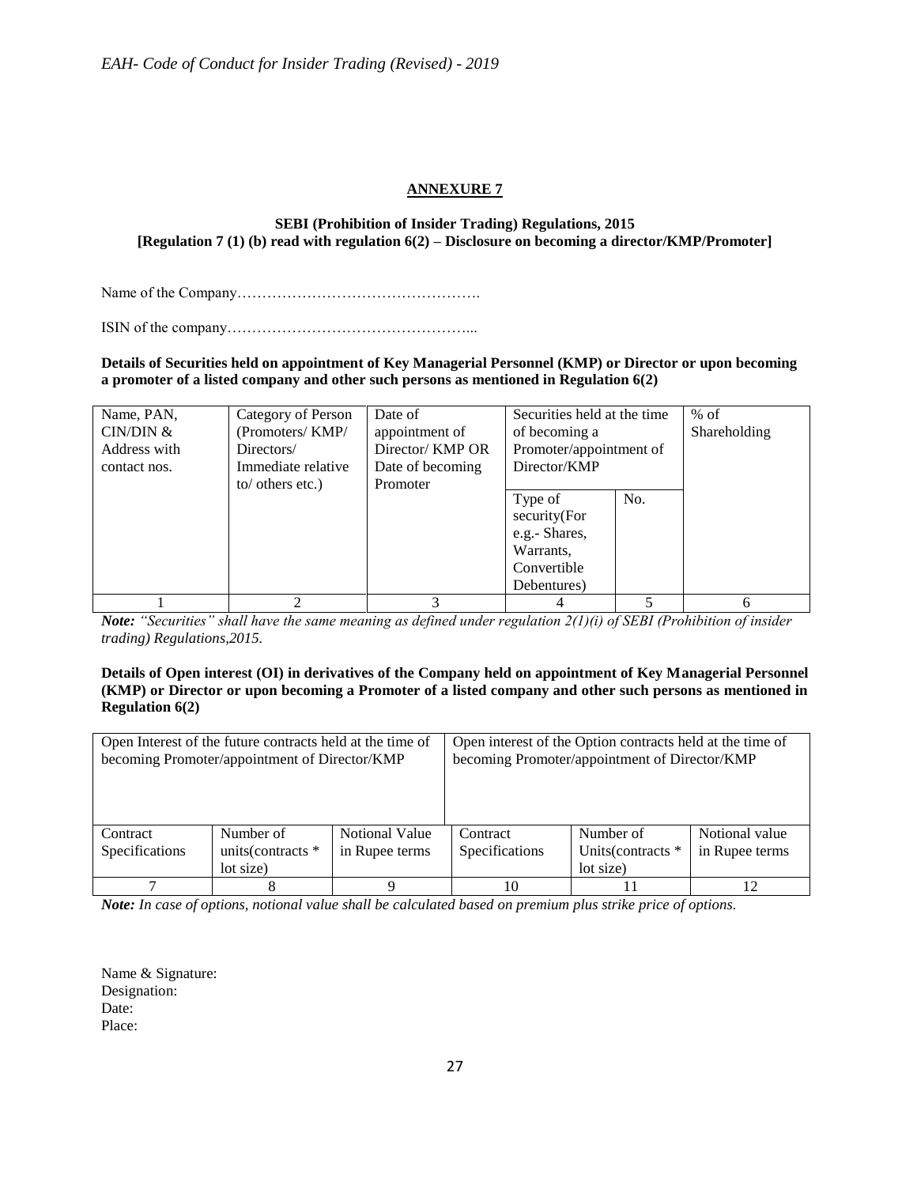## ANNEXURE 7

**SEBI (Prohibition of Insider Trading) Regulations, 2015**
**[Regulation 7 (1) (b) read with regulation 6(2) – Disclosure on becoming a director/KMP/Promoter]**

Name of the Company………………………………………….

ISIN of the company…………………………………………...

**Details of Securities held on appointment of Key Managerial Personnel (KMP) or Director or upon becoming a promoter of a listed company and other such persons as mentioned in Regulation 6(2)**

| Name, PAN, CIN/DIN & Address with contact nos. | Category of Person (Promoters/ KMP/ Directors/ Immediate relative to/ others etc.) | Date of appointment of Director/ KMP OR Date of becoming Promoter | Securities held at the time of becoming a Promoter/appointment of Director/KMP | | % of Shareholding |
|---|---|---|---|---|---|
| | | | Type of security(For e.g.- Shares, Warrants, Convertible Debentures) | No. | |
| 1 | 2 | 3 | 4 | 5 | 6 |

*Note: "Securities" shall have the same meaning as defined under regulation 2(1)(i) of SEBI (Prohibition of insider trading) Regulations,2015.*

**Details of Open interest (OI) in derivatives of the Company held on appointment of Key Managerial Personnel (KMP) or Director or upon becoming a Promoter of a listed company and other such persons as mentioned in Regulation 6(2)**

| Open Interest of the future contracts held at the time of becoming Promoter/appointment of Director/KMP | | | Open interest of the Option contracts held at the time of becoming Promoter/appointment of Director/KMP | | |
|---|---|---|---|---|---|
| Contract Specifications | Number of units(contracts * lot size) | Notional Value in Rupee terms | Contract Specifications | Number of Units(contracts * lot size) | Notional value in Rupee terms |
| 7 | 8 | 9 | 10 | 11 | 12 |

***Note:** In case of options, notional value shall be calculated based on premium plus strike price of options.*

Name & Signature:
Designation:
Date:
Place: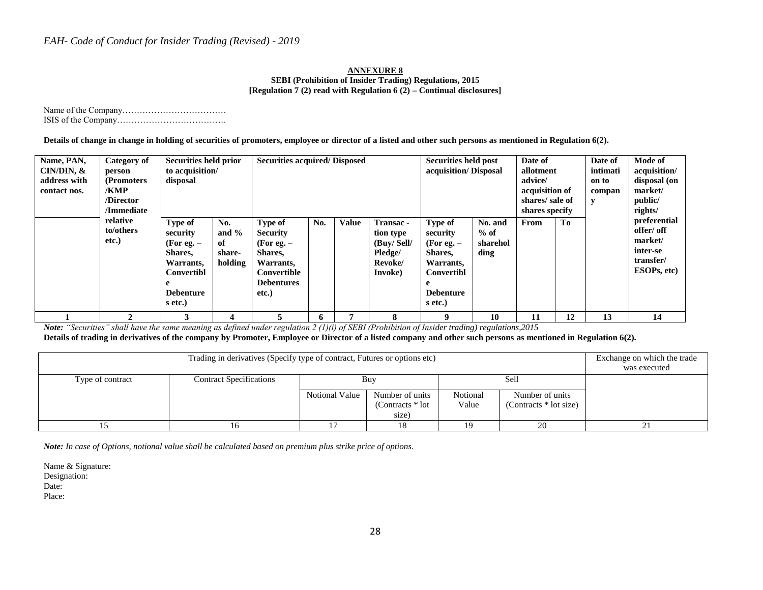**ANNEXURE 8**

**SEBI (Prohibition of Insider Trading) Regulations, 2015**

**[Regulation 7 (2) read with Regulation 6 (2) – Continual disclosures]**

Name of the Company………………………………

ISIS of the Company………………………………..

**Details of change in change in holding of securities of promoters, employee or director of a listed and other such persons as mentioned in Regulation 6(2).**

| Name, PAN, CIN/DIN, & address with contact nos. | Category of person (Promoters /KMP /Director /Immediate relative to/others etc.) | Securities held prior to acquisition/ disposal | | Securities acquired/ Disposed | | | | Securities held post acquisition/ Disposal | | Date of allotment advice/ acquisition of shares/ sale of shares specify | | Date of intimation to company | Mode of acquisition/ disposal (on market/ public/ rights/ preferential offer/ off market/ inter-se transfer/ ESOPs, etc) |
|---|---|---|---|---|---|---|---|---|---|---|---|---|---|
| | | Type of security (For eg. – Shares, Warrants, Convertible Debentures etc.) | No. and % of share-holding | Type of Security (For eg. – Shares, Warrants, Convertible Debentures etc.) | No. | Value | Transac-tion type (Buy/ Sell/ Pledge/ Revoke/ Invoke) | Type of security (For eg. – Shares, Warrants, Convertible Debentures etc.) | No. and % of shareholding | From | To | | |
| 1 | 2 | 3 | 4 | 5 | 6 | 7 | 8 | 9 | 10 | 11 | 12 | 13 | 14 |

***Note:*** *"Securities" shall have the same meaning as defined under regulation 2 (1)(i) of SEBI (Prohibition of Insider trading) regulations,2015*

**Details of trading in derivatives of the company by Promoter, Employee or Director of a listed company and other such persons as mentioned in Regulation 6(2).**

| Trading in derivatives (Specify type of contract, Futures or options etc) | | | | | | Exchange on which the trade was executed |
|---|---|---|---|---|---|---|
| Type of contract | Contract Specifications | Buy | | Sell | | |
| | | Notional Value | Number of units (Contracts * lot size) | Notional Value | Number of units (Contracts * lot size) | |
| 15 | 16 | 17 | 18 | 19 | 20 | 21 |

***Note:*** *In case of Options, notional value shall be calculated based on premium plus strike price of options.*

Name & Signature:

Designation:

Date:

Place: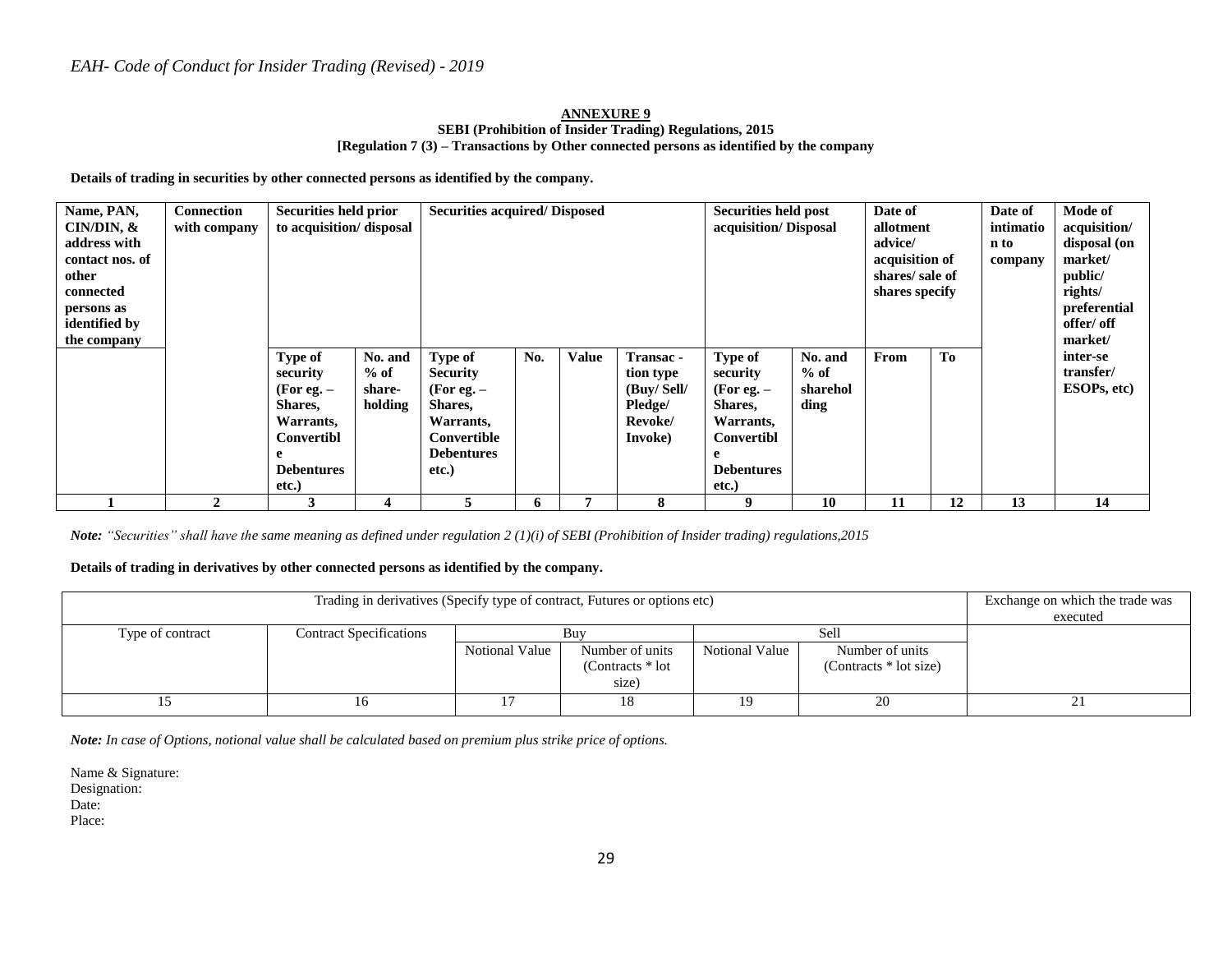## ANNEXURE 9

**SEBI (Prohibition of Insider Trading) Regulations, 2015**
**[Regulation 7 (3) – Transactions by Other connected persons as identified by the company**

**Details of trading in securities by other connected persons as identified by the company.**

| Name, PAN, CIN/DIN, & address with contact nos. of other connected persons as identified by the company | Connection with company | Securities held prior to acquisition/ disposal | | Securities acquired/ Disposed | | | | Securities held post acquisition/ Disposal | | Date of allotment advice/ acquisition of shares/ sale of shares specify | | Date of intimation to company | Mode of acquisition/ disposal (on market/ public/ rights/ preferential offer/ off market/ inter-se transfer/ ESOPs, etc) |
|---|---|---|---|---|---|---|---|---|---|---|---|---|---|
| | | Type of security (For eg. – Shares, Warrants, Convertible Debentures etc.) | No. and % of share-holding | Type of Security (For eg. – Shares, Warrants, Convertible Debentures etc.) | No. | Value | Transac - tion type (Buy/ Sell/ Pledge/ Revoke/ Invoke) | Type of security (For eg. – Shares, Warrants, Convertible Debentures etc.) | No. and % of shareholding | From | To | | |
| 1 | 2 | 3 | 4 | 5 | 6 | 7 | 8 | 9 | 10 | 11 | 12 | 13 | 14 |

*Note: "Securities" shall have the same meaning as defined under regulation 2 (1)(i) of SEBI (Prohibition of Insider trading) regulations,2015*

**Details of trading in derivatives by other connected persons as identified by the company.**

| Trading in derivatives (Specify type of contract, Futures or options etc) | | | | | | Exchange on which the trade was executed |
|---|---|---|---|---|---|---|
| Type of contract | Contract Specifications | Buy | | Sell | | |
| | | Notional Value | Number of units (Contracts * lot size) | Notional Value | Number of units (Contracts * lot size) | |
| 15 | 16 | 17 | 18 | 19 | 20 | 21 |

*Note: In case of Options, notional value shall be calculated based on premium plus strike price of options.*

Name & Signature:
Designation:
Date:
Place: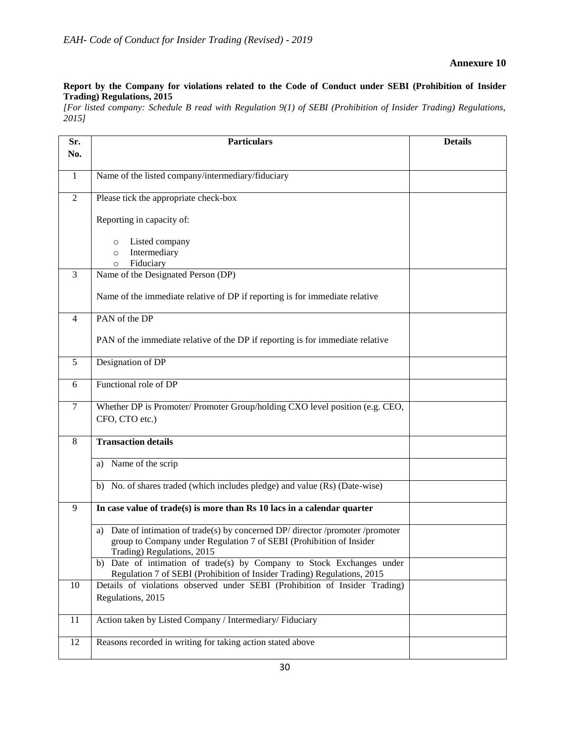**Annexure 10**

**Report by the Company for violations related to the Code of Conduct under SEBI (Prohibition of Insider Trading) Regulations, 2015**

*[For listed company: Schedule B read with Regulation 9(1) of SEBI (Prohibition of Insider Trading) Regulations, 2015]*

| Sr. No. | Particulars | Details |
|---|---|---|
| 1 | Name of the listed company/intermediary/fiduciary | |
| 2 | Please tick the appropriate check-box<br><br>Reporting in capacity of:<br><br>○ Listed company<br>○ Intermediary<br>○ Fiduciary | |
| 3 | Name of the Designated Person (DP)<br><br>Name of the immediate relative of DP if reporting is for immediate relative | |
| 4 | PAN of the DP<br><br>PAN of the immediate relative of the DP if reporting is for immediate relative | |
| 5 | Designation of DP | |
| 6 | Functional role of DP | |
| 7 | Whether DP is Promoter/ Promoter Group/holding CXO level position (e.g. CEO, CFO, CTO etc.) | |
| 8 | **Transaction details** | |
| | a) Name of the scrip | |
| | b) No. of shares traded (which includes pledge) and value (Rs) (Date-wise) | |
| 9 | **In case value of trade(s) is more than Rs 10 lacs in a calendar quarter** | |
| | a) Date of intimation of trade(s) by concerned DP/ director /promoter /promoter group to Company under Regulation 7 of SEBI (Prohibition of Insider Trading) Regulations, 2015 | |
| | b) Date of intimation of trade(s) by Company to Stock Exchanges under Regulation 7 of SEBI (Prohibition of Insider Trading) Regulations, 2015 | |
| 10 | Details of violations observed under SEBI (Prohibition of Insider Trading) Regulations, 2015 | |
| 11 | Action taken by Listed Company / Intermediary/ Fiduciary | |
| 12 | Reasons recorded in writing for taking action stated above | |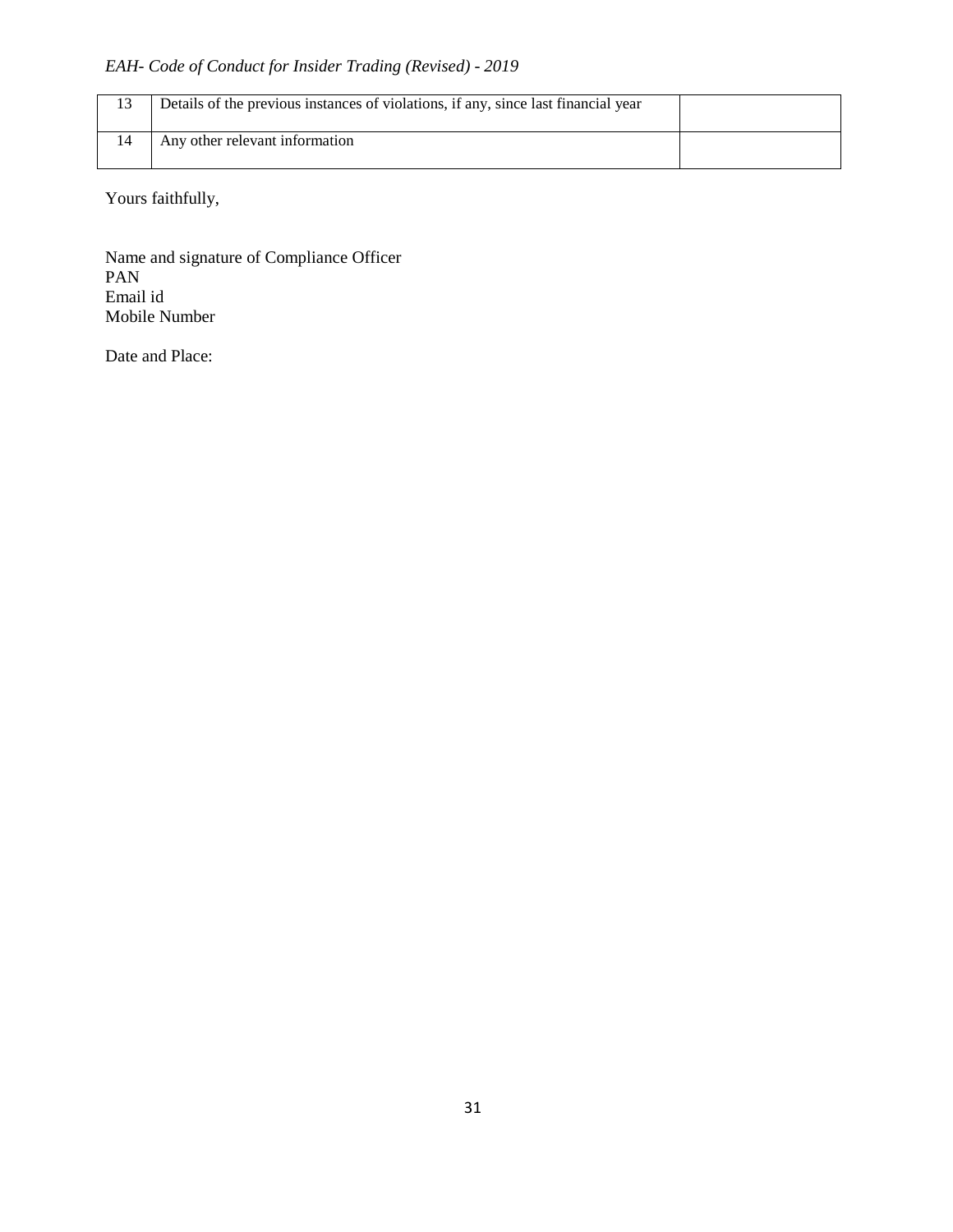| | | |
|---|---|---|
| 13 | Details of the previous instances of violations, if any, since last financial year | |
| 14 | Any other relevant information | |

Yours faithfully,

Name and signature of Compliance Officer
PAN
Email id
Mobile Number

Date and Place: